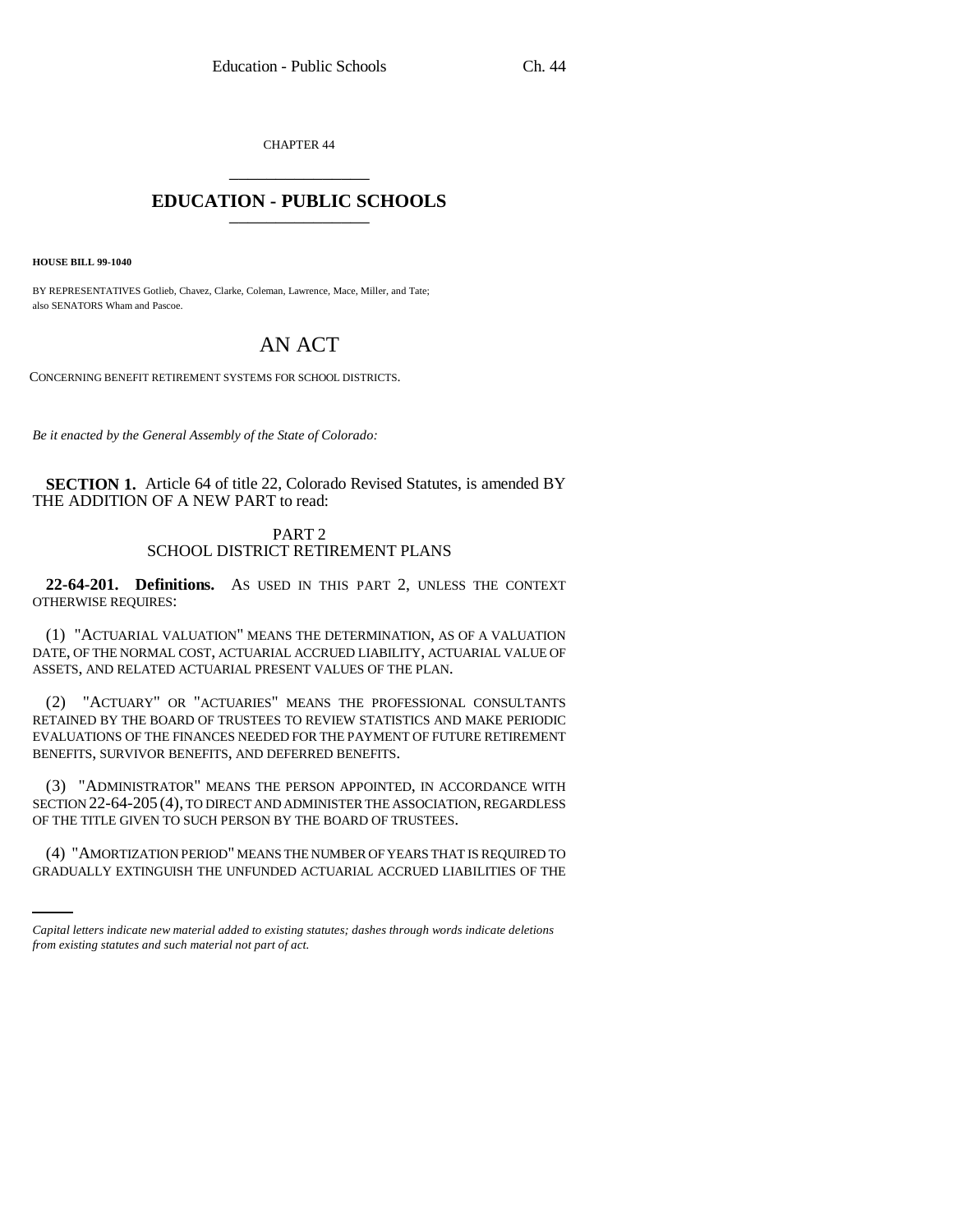CHAPTER 44

# EDUCATION - PUBLIC SCHOOLS

**HOUSE BILL 99-1040**

BY REPRESENTATIVES Gotlieb, Chavez, Clarke, Coleman, Lawrence, Mace, Miller, and Tate;
also SENATORS Wham and Pascoe.

# AN ACT

CONCERNING BENEFIT RETIREMENT SYSTEMS FOR SCHOOL DISTRICTS.

*Be it enacted by the General Assembly of the State of Colorado:*

**SECTION 1.** Article 64 of title 22, Colorado Revised Statutes, is amended BY THE ADDITION OF A NEW PART to read:

PART 2
SCHOOL DISTRICT RETIREMENT PLANS

**22-64-201. Definitions.** AS USED IN THIS PART 2, UNLESS THE CONTEXT OTHERWISE REQUIRES:

(1) "ACTUARIAL VALUATION" MEANS THE DETERMINATION, AS OF A VALUATION DATE, OF THE NORMAL COST, ACTUARIAL ACCRUED LIABILITY, ACTUARIAL VALUE OF ASSETS, AND RELATED ACTUARIAL PRESENT VALUES OF THE PLAN.

(2) "ACTUARY" OR "ACTUARIES" MEANS THE PROFESSIONAL CONSULTANTS RETAINED BY THE BOARD OF TRUSTEES TO REVIEW STATISTICS AND MAKE PERIODIC EVALUATIONS OF THE FINANCES NEEDED FOR THE PAYMENT OF FUTURE RETIREMENT BENEFITS, SURVIVOR BENEFITS, AND DEFERRED BENEFITS.

(3) "ADMINISTRATOR" MEANS THE PERSON APPOINTED, IN ACCORDANCE WITH SECTION 22-64-205 (4), TO DIRECT AND ADMINISTER THE ASSOCIATION, REGARDLESS OF THE TITLE GIVEN TO SUCH PERSON BY THE BOARD OF TRUSTEES.

(4) "AMORTIZATION PERIOD" MEANS THE NUMBER OF YEARS THAT IS REQUIRED TO GRADUALLY EXTINGUISH THE UNFUNDED ACTUARIAL ACCRUED LIABILITIES OF THE

*Capital letters indicate new material added to existing statutes; dashes through words indicate deletions from existing statutes and such material not part of act.*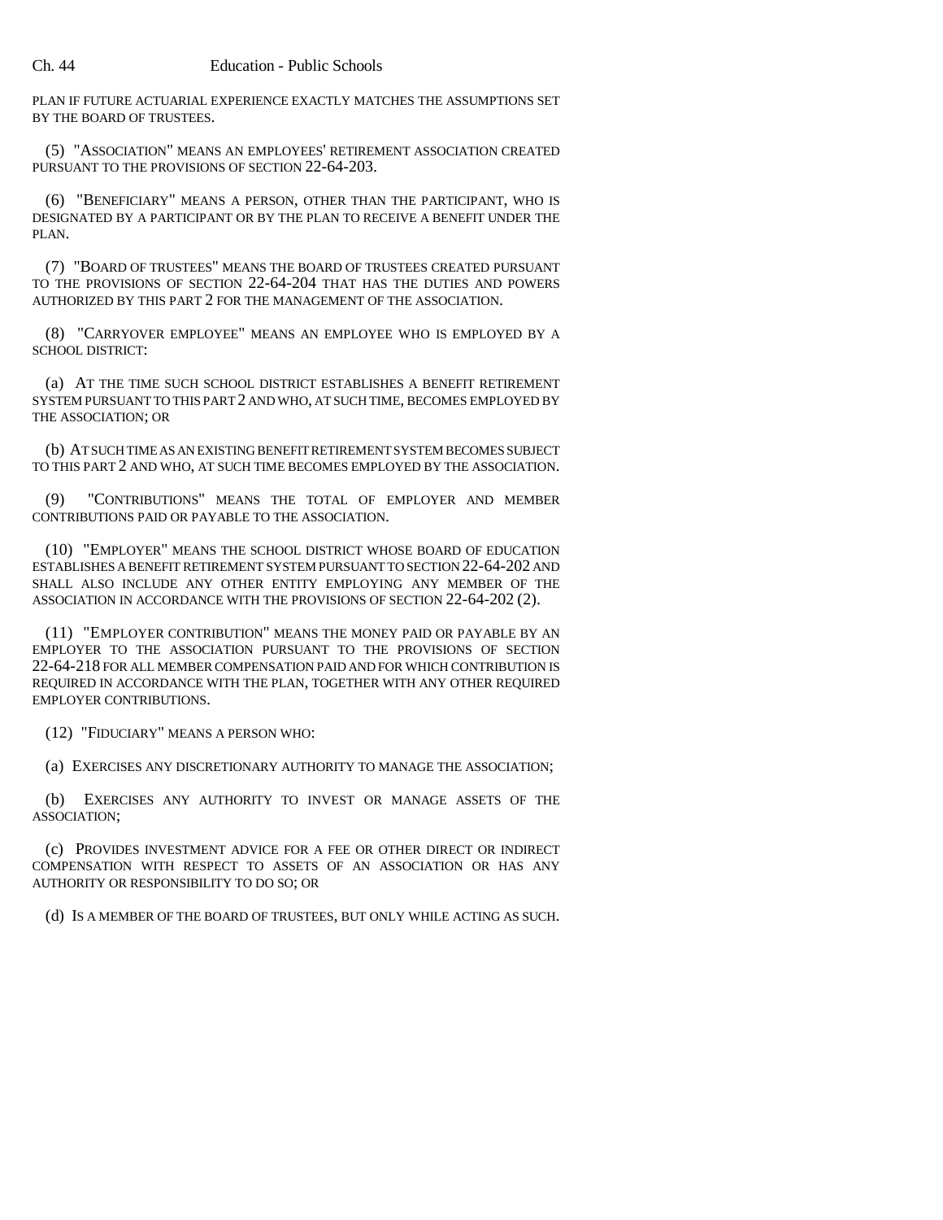PLAN IF FUTURE ACTUARIAL EXPERIENCE EXACTLY MATCHES THE ASSUMPTIONS SET BY THE BOARD OF TRUSTEES.

(5) "ASSOCIATION" MEANS AN EMPLOYEES' RETIREMENT ASSOCIATION CREATED PURSUANT TO THE PROVISIONS OF SECTION 22-64-203.

(6) "BENEFICIARY" MEANS A PERSON, OTHER THAN THE PARTICIPANT, WHO IS DESIGNATED BY A PARTICIPANT OR BY THE PLAN TO RECEIVE A BENEFIT UNDER THE PLAN.

(7) "BOARD OF TRUSTEES" MEANS THE BOARD OF TRUSTEES CREATED PURSUANT TO THE PROVISIONS OF SECTION 22-64-204 THAT HAS THE DUTIES AND POWERS AUTHORIZED BY THIS PART 2 FOR THE MANAGEMENT OF THE ASSOCIATION.

(8) "CARRYOVER EMPLOYEE" MEANS AN EMPLOYEE WHO IS EMPLOYED BY A SCHOOL DISTRICT:

(a) AT THE TIME SUCH SCHOOL DISTRICT ESTABLISHES A BENEFIT RETIREMENT SYSTEM PURSUANT TO THIS PART 2 AND WHO, AT SUCH TIME, BECOMES EMPLOYED BY THE ASSOCIATION; OR

(b) AT SUCH TIME AS AN EXISTING BENEFIT RETIREMENT SYSTEM BECOMES SUBJECT TO THIS PART 2 AND WHO, AT SUCH TIME BECOMES EMPLOYED BY THE ASSOCIATION.

(9) "CONTRIBUTIONS" MEANS THE TOTAL OF EMPLOYER AND MEMBER CONTRIBUTIONS PAID OR PAYABLE TO THE ASSOCIATION.

(10) "EMPLOYER" MEANS THE SCHOOL DISTRICT WHOSE BOARD OF EDUCATION ESTABLISHES A BENEFIT RETIREMENT SYSTEM PURSUANT TO SECTION 22-64-202 AND SHALL ALSO INCLUDE ANY OTHER ENTITY EMPLOYING ANY MEMBER OF THE ASSOCIATION IN ACCORDANCE WITH THE PROVISIONS OF SECTION 22-64-202 (2).

(11) "EMPLOYER CONTRIBUTION" MEANS THE MONEY PAID OR PAYABLE BY AN EMPLOYER TO THE ASSOCIATION PURSUANT TO THE PROVISIONS OF SECTION 22-64-218 FOR ALL MEMBER COMPENSATION PAID AND FOR WHICH CONTRIBUTION IS REQUIRED IN ACCORDANCE WITH THE PLAN, TOGETHER WITH ANY OTHER REQUIRED EMPLOYER CONTRIBUTIONS.

(12) "FIDUCIARY" MEANS A PERSON WHO:

(a) EXERCISES ANY DISCRETIONARY AUTHORITY TO MANAGE THE ASSOCIATION;

(b) EXERCISES ANY AUTHORITY TO INVEST OR MANAGE ASSETS OF THE ASSOCIATION;

(c) PROVIDES INVESTMENT ADVICE FOR A FEE OR OTHER DIRECT OR INDIRECT COMPENSATION WITH RESPECT TO ASSETS OF AN ASSOCIATION OR HAS ANY AUTHORITY OR RESPONSIBILITY TO DO SO; OR

(d) IS A MEMBER OF THE BOARD OF TRUSTEES, BUT ONLY WHILE ACTING AS SUCH.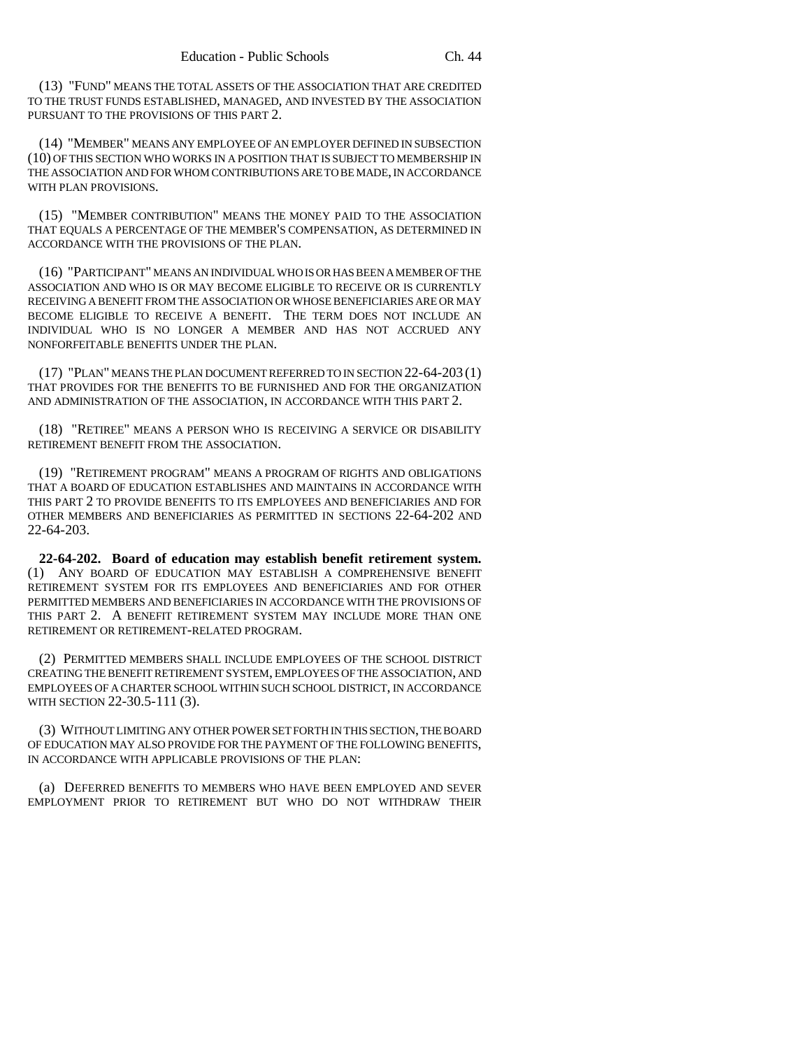(13) "FUND" MEANS THE TOTAL ASSETS OF THE ASSOCIATION THAT ARE CREDITED TO THE TRUST FUNDS ESTABLISHED, MANAGED, AND INVESTED BY THE ASSOCIATION PURSUANT TO THE PROVISIONS OF THIS PART 2.

(14) "MEMBER" MEANS ANY EMPLOYEE OF AN EMPLOYER DEFINED IN SUBSECTION (10) OF THIS SECTION WHO WORKS IN A POSITION THAT IS SUBJECT TO MEMBERSHIP IN THE ASSOCIATION AND FOR WHOM CONTRIBUTIONS ARE TO BE MADE, IN ACCORDANCE WITH PLAN PROVISIONS.

(15) "MEMBER CONTRIBUTION" MEANS THE MONEY PAID TO THE ASSOCIATION THAT EQUALS A PERCENTAGE OF THE MEMBER'S COMPENSATION, AS DETERMINED IN ACCORDANCE WITH THE PROVISIONS OF THE PLAN.

(16) "PARTICIPANT" MEANS AN INDIVIDUAL WHO IS OR HAS BEEN A MEMBER OF THE ASSOCIATION AND WHO IS OR MAY BECOME ELIGIBLE TO RECEIVE OR IS CURRENTLY RECEIVING A BENEFIT FROM THE ASSOCIATION OR WHOSE BENEFICIARIES ARE OR MAY BECOME ELIGIBLE TO RECEIVE A BENEFIT. THE TERM DOES NOT INCLUDE AN INDIVIDUAL WHO IS NO LONGER A MEMBER AND HAS NOT ACCRUED ANY NONFORFEITABLE BENEFITS UNDER THE PLAN.

(17) "PLAN" MEANS THE PLAN DOCUMENT REFERRED TO IN SECTION 22-64-203 (1) THAT PROVIDES FOR THE BENEFITS TO BE FURNISHED AND FOR THE ORGANIZATION AND ADMINISTRATION OF THE ASSOCIATION, IN ACCORDANCE WITH THIS PART 2.

(18) "RETIREE" MEANS A PERSON WHO IS RECEIVING A SERVICE OR DISABILITY RETIREMENT BENEFIT FROM THE ASSOCIATION.

(19) "RETIREMENT PROGRAM" MEANS A PROGRAM OF RIGHTS AND OBLIGATIONS THAT A BOARD OF EDUCATION ESTABLISHES AND MAINTAINS IN ACCORDANCE WITH THIS PART 2 TO PROVIDE BENEFITS TO ITS EMPLOYEES AND BENEFICIARIES AND FOR OTHER MEMBERS AND BENEFICIARIES AS PERMITTED IN SECTIONS 22-64-202 AND 22-64-203.

**22-64-202. Board of education may establish benefit retirement system.** (1) ANY BOARD OF EDUCATION MAY ESTABLISH A COMPREHENSIVE BENEFIT RETIREMENT SYSTEM FOR ITS EMPLOYEES AND BENEFICIARIES AND FOR OTHER PERMITTED MEMBERS AND BENEFICIARIES IN ACCORDANCE WITH THE PROVISIONS OF THIS PART 2. A BENEFIT RETIREMENT SYSTEM MAY INCLUDE MORE THAN ONE RETIREMENT OR RETIREMENT-RELATED PROGRAM.

(2) PERMITTED MEMBERS SHALL INCLUDE EMPLOYEES OF THE SCHOOL DISTRICT CREATING THE BENEFIT RETIREMENT SYSTEM, EMPLOYEES OF THE ASSOCIATION, AND EMPLOYEES OF A CHARTER SCHOOL WITHIN SUCH SCHOOL DISTRICT, IN ACCORDANCE WITH SECTION 22-30.5-111 (3).

(3) WITHOUT LIMITING ANY OTHER POWER SET FORTH IN THIS SECTION, THE BOARD OF EDUCATION MAY ALSO PROVIDE FOR THE PAYMENT OF THE FOLLOWING BENEFITS, IN ACCORDANCE WITH APPLICABLE PROVISIONS OF THE PLAN:

(a) DEFERRED BENEFITS TO MEMBERS WHO HAVE BEEN EMPLOYED AND SEVER EMPLOYMENT PRIOR TO RETIREMENT BUT WHO DO NOT WITHDRAW THEIR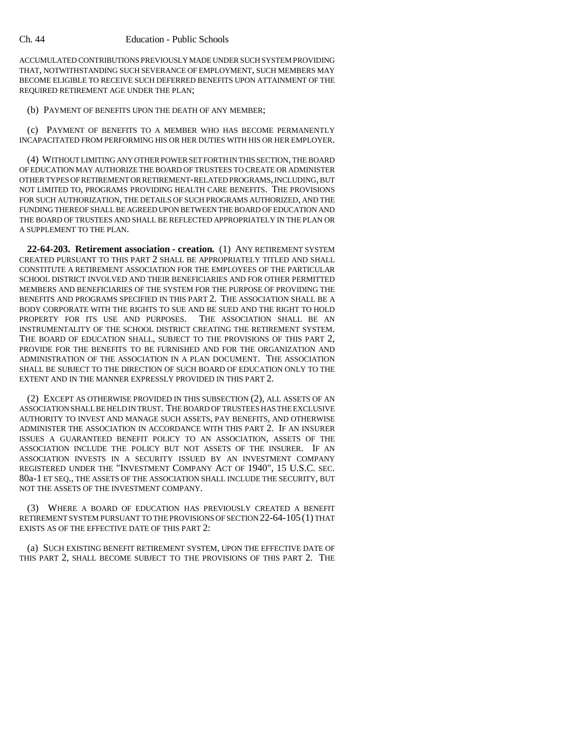ACCUMULATED CONTRIBUTIONS PREVIOUSLY MADE UNDER SUCH SYSTEM PROVIDING THAT, NOTWITHSTANDING SUCH SEVERANCE OF EMPLOYMENT, SUCH MEMBERS MAY BECOME ELIGIBLE TO RECEIVE SUCH DEFERRED BENEFITS UPON ATTAINMENT OF THE REQUIRED RETIREMENT AGE UNDER THE PLAN;

(b) PAYMENT OF BENEFITS UPON THE DEATH OF ANY MEMBER;

(c) PAYMENT OF BENEFITS TO A MEMBER WHO HAS BECOME PERMANENTLY INCAPACITATED FROM PERFORMING HIS OR HER DUTIES WITH HIS OR HER EMPLOYER.

(4) WITHOUT LIMITING ANY OTHER POWER SET FORTH IN THIS SECTION, THE BOARD OF EDUCATION MAY AUTHORIZE THE BOARD OF TRUSTEES TO CREATE OR ADMINISTER OTHER TYPES OF RETIREMENT OR RETIREMENT-RELATED PROGRAMS, INCLUDING, BUT NOT LIMITED TO, PROGRAMS PROVIDING HEALTH CARE BENEFITS. THE PROVISIONS FOR SUCH AUTHORIZATION, THE DETAILS OF SUCH PROGRAMS AUTHORIZED, AND THE FUNDING THEREOF SHALL BE AGREED UPON BETWEEN THE BOARD OF EDUCATION AND THE BOARD OF TRUSTEES AND SHALL BE REFLECTED APPROPRIATELY IN THE PLAN OR A SUPPLEMENT TO THE PLAN.

**22-64-203. Retirement association - creation.** (1) ANY RETIREMENT SYSTEM CREATED PURSUANT TO THIS PART 2 SHALL BE APPROPRIATELY TITLED AND SHALL CONSTITUTE A RETIREMENT ASSOCIATION FOR THE EMPLOYEES OF THE PARTICULAR SCHOOL DISTRICT INVOLVED AND THEIR BENEFICIARIES AND FOR OTHER PERMITTED MEMBERS AND BENEFICIARIES OF THE SYSTEM FOR THE PURPOSE OF PROVIDING THE BENEFITS AND PROGRAMS SPECIFIED IN THIS PART 2. THE ASSOCIATION SHALL BE A BODY CORPORATE WITH THE RIGHTS TO SUE AND BE SUED AND THE RIGHT TO HOLD PROPERTY FOR ITS USE AND PURPOSES. THE ASSOCIATION SHALL BE AN INSTRUMENTALITY OF THE SCHOOL DISTRICT CREATING THE RETIREMENT SYSTEM. THE BOARD OF EDUCATION SHALL, SUBJECT TO THE PROVISIONS OF THIS PART 2, PROVIDE FOR THE BENEFITS TO BE FURNISHED AND FOR THE ORGANIZATION AND ADMINISTRATION OF THE ASSOCIATION IN A PLAN DOCUMENT. THE ASSOCIATION SHALL BE SUBJECT TO THE DIRECTION OF SUCH BOARD OF EDUCATION ONLY TO THE EXTENT AND IN THE MANNER EXPRESSLY PROVIDED IN THIS PART 2.

(2) EXCEPT AS OTHERWISE PROVIDED IN THIS SUBSECTION (2), ALL ASSETS OF AN ASSOCIATION SHALL BE HELD IN TRUST. THE BOARD OF TRUSTEES HAS THE EXCLUSIVE AUTHORITY TO INVEST AND MANAGE SUCH ASSETS, PAY BENEFITS, AND OTHERWISE ADMINISTER THE ASSOCIATION IN ACCORDANCE WITH THIS PART 2. IF AN INSURER ISSUES A GUARANTEED BENEFIT POLICY TO AN ASSOCIATION, ASSETS OF THE ASSOCIATION INCLUDE THE POLICY BUT NOT ASSETS OF THE INSURER. IF AN ASSOCIATION INVESTS IN A SECURITY ISSUED BY AN INVESTMENT COMPANY REGISTERED UNDER THE "INVESTMENT COMPANY ACT OF 1940", 15 U.S.C. SEC. 80a-1 ET SEQ., THE ASSETS OF THE ASSOCIATION SHALL INCLUDE THE SECURITY, BUT NOT THE ASSETS OF THE INVESTMENT COMPANY.

(3) WHERE A BOARD OF EDUCATION HAS PREVIOUSLY CREATED A BENEFIT RETIREMENT SYSTEM PURSUANT TO THE PROVISIONS OF SECTION 22-64-105 (1) THAT EXISTS AS OF THE EFFECTIVE DATE OF THIS PART 2:

(a) SUCH EXISTING BENEFIT RETIREMENT SYSTEM, UPON THE EFFECTIVE DATE OF THIS PART 2, SHALL BECOME SUBJECT TO THE PROVISIONS OF THIS PART 2. THE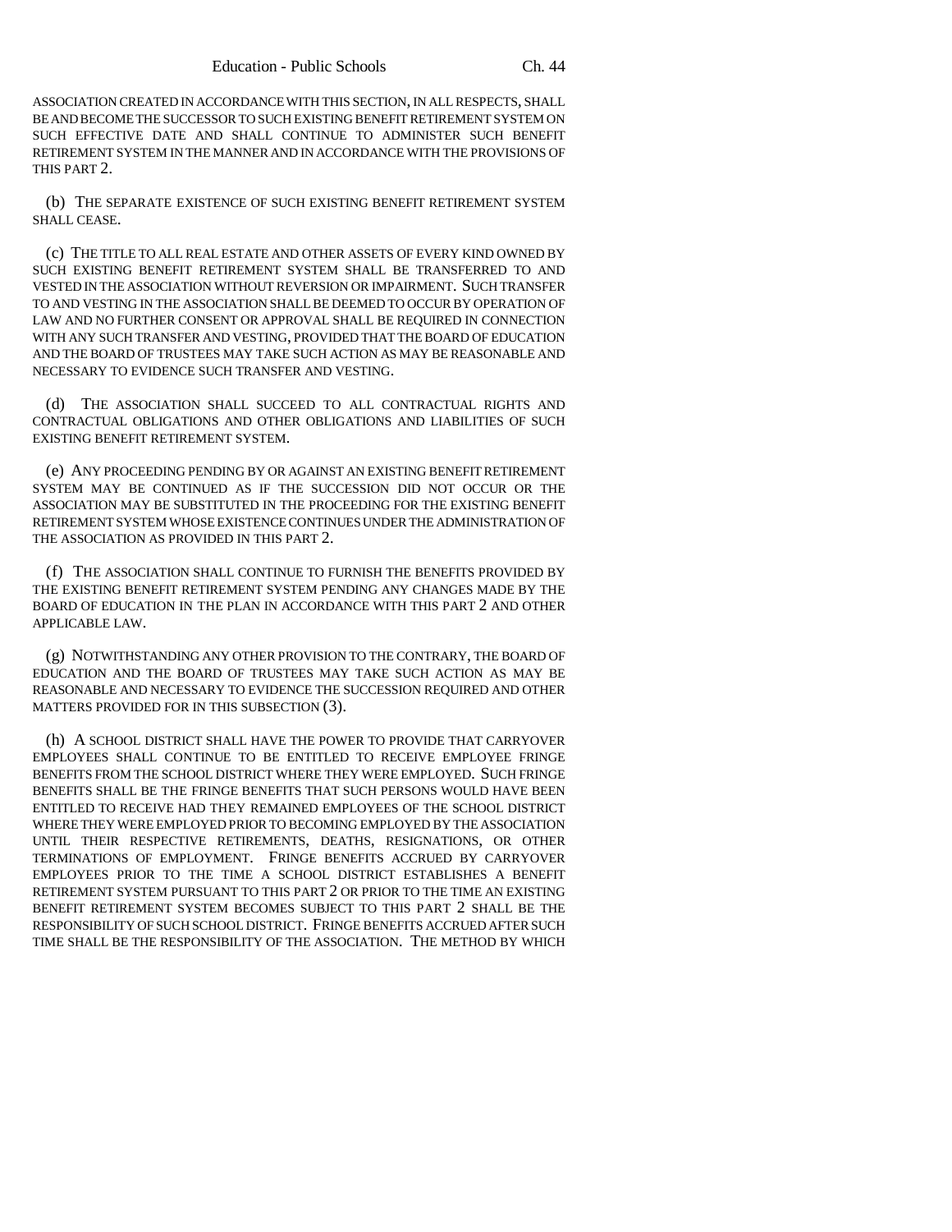ASSOCIATION CREATED IN ACCORDANCE WITH THIS SECTION, IN ALL RESPECTS, SHALL BE AND BECOME THE SUCCESSOR TO SUCH EXISTING BENEFIT RETIREMENT SYSTEM ON SUCH EFFECTIVE DATE AND SHALL CONTINUE TO ADMINISTER SUCH BENEFIT RETIREMENT SYSTEM IN THE MANNER AND IN ACCORDANCE WITH THE PROVISIONS OF THIS PART 2.

(b) THE SEPARATE EXISTENCE OF SUCH EXISTING BENEFIT RETIREMENT SYSTEM SHALL CEASE.

(c) THE TITLE TO ALL REAL ESTATE AND OTHER ASSETS OF EVERY KIND OWNED BY SUCH EXISTING BENEFIT RETIREMENT SYSTEM SHALL BE TRANSFERRED TO AND VESTED IN THE ASSOCIATION WITHOUT REVERSION OR IMPAIRMENT. SUCH TRANSFER TO AND VESTING IN THE ASSOCIATION SHALL BE DEEMED TO OCCUR BY OPERATION OF LAW AND NO FURTHER CONSENT OR APPROVAL SHALL BE REQUIRED IN CONNECTION WITH ANY SUCH TRANSFER AND VESTING, PROVIDED THAT THE BOARD OF EDUCATION AND THE BOARD OF TRUSTEES MAY TAKE SUCH ACTION AS MAY BE REASONABLE AND NECESSARY TO EVIDENCE SUCH TRANSFER AND VESTING.

(d) THE ASSOCIATION SHALL SUCCEED TO ALL CONTRACTUAL RIGHTS AND CONTRACTUAL OBLIGATIONS AND OTHER OBLIGATIONS AND LIABILITIES OF SUCH EXISTING BENEFIT RETIREMENT SYSTEM.

(e) ANY PROCEEDING PENDING BY OR AGAINST AN EXISTING BENEFIT RETIREMENT SYSTEM MAY BE CONTINUED AS IF THE SUCCESSION DID NOT OCCUR OR THE ASSOCIATION MAY BE SUBSTITUTED IN THE PROCEEDING FOR THE EXISTING BENEFIT RETIREMENT SYSTEM WHOSE EXISTENCE CONTINUES UNDER THE ADMINISTRATION OF THE ASSOCIATION AS PROVIDED IN THIS PART 2.

(f) THE ASSOCIATION SHALL CONTINUE TO FURNISH THE BENEFITS PROVIDED BY THE EXISTING BENEFIT RETIREMENT SYSTEM PENDING ANY CHANGES MADE BY THE BOARD OF EDUCATION IN THE PLAN IN ACCORDANCE WITH THIS PART 2 AND OTHER APPLICABLE LAW.

(g) NOTWITHSTANDING ANY OTHER PROVISION TO THE CONTRARY, THE BOARD OF EDUCATION AND THE BOARD OF TRUSTEES MAY TAKE SUCH ACTION AS MAY BE REASONABLE AND NECESSARY TO EVIDENCE THE SUCCESSION REQUIRED AND OTHER MATTERS PROVIDED FOR IN THIS SUBSECTION (3).

(h) A SCHOOL DISTRICT SHALL HAVE THE POWER TO PROVIDE THAT CARRYOVER EMPLOYEES SHALL CONTINUE TO BE ENTITLED TO RECEIVE EMPLOYEE FRINGE BENEFITS FROM THE SCHOOL DISTRICT WHERE THEY WERE EMPLOYED. SUCH FRINGE BENEFITS SHALL BE THE FRINGE BENEFITS THAT SUCH PERSONS WOULD HAVE BEEN ENTITLED TO RECEIVE HAD THEY REMAINED EMPLOYEES OF THE SCHOOL DISTRICT WHERE THEY WERE EMPLOYED PRIOR TO BECOMING EMPLOYED BY THE ASSOCIATION UNTIL THEIR RESPECTIVE RETIREMENTS, DEATHS, RESIGNATIONS, OR OTHER TERMINATIONS OF EMPLOYMENT. FRINGE BENEFITS ACCRUED BY CARRYOVER EMPLOYEES PRIOR TO THE TIME A SCHOOL DISTRICT ESTABLISHES A BENEFIT RETIREMENT SYSTEM PURSUANT TO THIS PART 2 OR PRIOR TO THE TIME AN EXISTING BENEFIT RETIREMENT SYSTEM BECOMES SUBJECT TO THIS PART 2 SHALL BE THE RESPONSIBILITY OF SUCH SCHOOL DISTRICT. FRINGE BENEFITS ACCRUED AFTER SUCH TIME SHALL BE THE RESPONSIBILITY OF THE ASSOCIATION. THE METHOD BY WHICH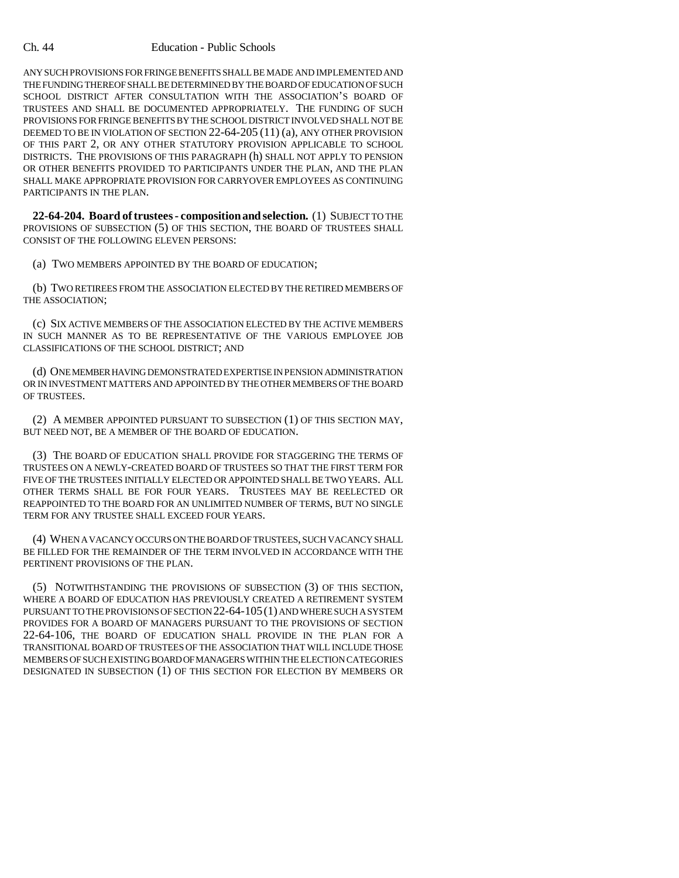ANY SUCH PROVISIONS FOR FRINGE BENEFITS SHALL BE MADE AND IMPLEMENTED AND THE FUNDING THEREOF SHALL BE DETERMINED BY THE BOARD OF EDUCATION OF SUCH SCHOOL DISTRICT AFTER CONSULTATION WITH THE ASSOCIATION'S BOARD OF TRUSTEES AND SHALL BE DOCUMENTED APPROPRIATELY. THE FUNDING OF SUCH PROVISIONS FOR FRINGE BENEFITS BY THE SCHOOL DISTRICT INVOLVED SHALL NOT BE DEEMED TO BE IN VIOLATION OF SECTION 22-64-205 (11) (a), ANY OTHER PROVISION OF THIS PART 2, OR ANY OTHER STATUTORY PROVISION APPLICABLE TO SCHOOL DISTRICTS. THE PROVISIONS OF THIS PARAGRAPH (h) SHALL NOT APPLY TO PENSION OR OTHER BENEFITS PROVIDED TO PARTICIPANTS UNDER THE PLAN, AND THE PLAN SHALL MAKE APPROPRIATE PROVISION FOR CARRYOVER EMPLOYEES AS CONTINUING PARTICIPANTS IN THE PLAN.

**22-64-204. Board of trustees - composition and selection.** (1) SUBJECT TO THE PROVISIONS OF SUBSECTION (5) OF THIS SECTION, THE BOARD OF TRUSTEES SHALL CONSIST OF THE FOLLOWING ELEVEN PERSONS:

(a) TWO MEMBERS APPOINTED BY THE BOARD OF EDUCATION;

(b) TWO RETIREES FROM THE ASSOCIATION ELECTED BY THE RETIRED MEMBERS OF THE ASSOCIATION;

(c) SIX ACTIVE MEMBERS OF THE ASSOCIATION ELECTED BY THE ACTIVE MEMBERS IN SUCH MANNER AS TO BE REPRESENTATIVE OF THE VARIOUS EMPLOYEE JOB CLASSIFICATIONS OF THE SCHOOL DISTRICT; AND

(d) ONE MEMBER HAVING DEMONSTRATED EXPERTISE IN PENSION ADMINISTRATION OR IN INVESTMENT MATTERS AND APPOINTED BY THE OTHER MEMBERS OF THE BOARD OF TRUSTEES.

(2) A MEMBER APPOINTED PURSUANT TO SUBSECTION (1) OF THIS SECTION MAY, BUT NEED NOT, BE A MEMBER OF THE BOARD OF EDUCATION.

(3) THE BOARD OF EDUCATION SHALL PROVIDE FOR STAGGERING THE TERMS OF TRUSTEES ON A NEWLY-CREATED BOARD OF TRUSTEES SO THAT THE FIRST TERM FOR FIVE OF THE TRUSTEES INITIALLY ELECTED OR APPOINTED SHALL BE TWO YEARS. ALL OTHER TERMS SHALL BE FOR FOUR YEARS. TRUSTEES MAY BE REELECTED OR REAPPOINTED TO THE BOARD FOR AN UNLIMITED NUMBER OF TERMS, BUT NO SINGLE TERM FOR ANY TRUSTEE SHALL EXCEED FOUR YEARS.

(4) WHEN A VACANCY OCCURS ON THE BOARD OF TRUSTEES, SUCH VACANCY SHALL BE FILLED FOR THE REMAINDER OF THE TERM INVOLVED IN ACCORDANCE WITH THE PERTINENT PROVISIONS OF THE PLAN.

(5) NOTWITHSTANDING THE PROVISIONS OF SUBSECTION (3) OF THIS SECTION, WHERE A BOARD OF EDUCATION HAS PREVIOUSLY CREATED A RETIREMENT SYSTEM PURSUANT TO THE PROVISIONS OF SECTION 22-64-105 (1) AND WHERE SUCH A SYSTEM PROVIDES FOR A BOARD OF MANAGERS PURSUANT TO THE PROVISIONS OF SECTION 22-64-106, THE BOARD OF EDUCATION SHALL PROVIDE IN THE PLAN FOR A TRANSITIONAL BOARD OF TRUSTEES OF THE ASSOCIATION THAT WILL INCLUDE THOSE MEMBERS OF SUCH EXISTING BOARD OF MANAGERS WITHIN THE ELECTION CATEGORIES DESIGNATED IN SUBSECTION (1) OF THIS SECTION FOR ELECTION BY MEMBERS OR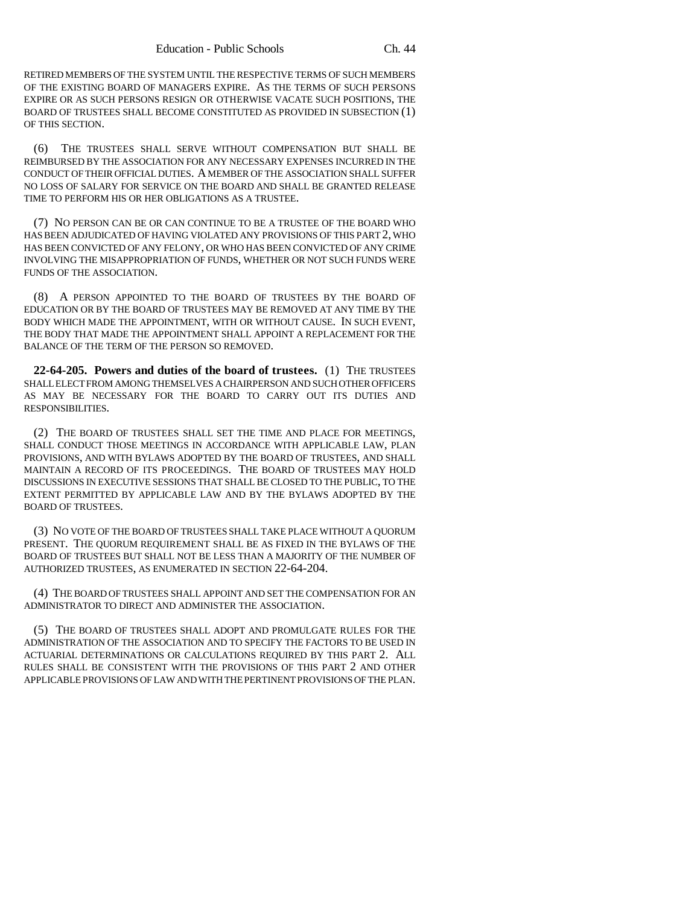RETIRED MEMBERS OF THE SYSTEM UNTIL THE RESPECTIVE TERMS OF SUCH MEMBERS OF THE EXISTING BOARD OF MANAGERS EXPIRE. AS THE TERMS OF SUCH PERSONS EXPIRE OR AS SUCH PERSONS RESIGN OR OTHERWISE VACATE SUCH POSITIONS, THE BOARD OF TRUSTEES SHALL BECOME CONSTITUTED AS PROVIDED IN SUBSECTION (1) OF THIS SECTION.

(6) THE TRUSTEES SHALL SERVE WITHOUT COMPENSATION BUT SHALL BE REIMBURSED BY THE ASSOCIATION FOR ANY NECESSARY EXPENSES INCURRED IN THE CONDUCT OF THEIR OFFICIAL DUTIES. A MEMBER OF THE ASSOCIATION SHALL SUFFER NO LOSS OF SALARY FOR SERVICE ON THE BOARD AND SHALL BE GRANTED RELEASE TIME TO PERFORM HIS OR HER OBLIGATIONS AS A TRUSTEE.

(7) NO PERSON CAN BE OR CAN CONTINUE TO BE A TRUSTEE OF THE BOARD WHO HAS BEEN ADJUDICATED OF HAVING VIOLATED ANY PROVISIONS OF THIS PART 2, WHO HAS BEEN CONVICTED OF ANY FELONY, OR WHO HAS BEEN CONVICTED OF ANY CRIME INVOLVING THE MISAPPROPRIATION OF FUNDS, WHETHER OR NOT SUCH FUNDS WERE FUNDS OF THE ASSOCIATION.

(8) A PERSON APPOINTED TO THE BOARD OF TRUSTEES BY THE BOARD OF EDUCATION OR BY THE BOARD OF TRUSTEES MAY BE REMOVED AT ANY TIME BY THE BODY WHICH MADE THE APPOINTMENT, WITH OR WITHOUT CAUSE. IN SUCH EVENT, THE BODY THAT MADE THE APPOINTMENT SHALL APPOINT A REPLACEMENT FOR THE BALANCE OF THE TERM OF THE PERSON SO REMOVED.

**22-64-205. Powers and duties of the board of trustees.** (1) THE TRUSTEES SHALL ELECT FROM AMONG THEMSELVES A CHAIRPERSON AND SUCH OTHER OFFICERS AS MAY BE NECESSARY FOR THE BOARD TO CARRY OUT ITS DUTIES AND RESPONSIBILITIES.

(2) THE BOARD OF TRUSTEES SHALL SET THE TIME AND PLACE FOR MEETINGS, SHALL CONDUCT THOSE MEETINGS IN ACCORDANCE WITH APPLICABLE LAW, PLAN PROVISIONS, AND WITH BYLAWS ADOPTED BY THE BOARD OF TRUSTEES, AND SHALL MAINTAIN A RECORD OF ITS PROCEEDINGS. THE BOARD OF TRUSTEES MAY HOLD DISCUSSIONS IN EXECUTIVE SESSIONS THAT SHALL BE CLOSED TO THE PUBLIC, TO THE EXTENT PERMITTED BY APPLICABLE LAW AND BY THE BYLAWS ADOPTED BY THE BOARD OF TRUSTEES.

(3) NO VOTE OF THE BOARD OF TRUSTEES SHALL TAKE PLACE WITHOUT A QUORUM PRESENT. THE QUORUM REQUIREMENT SHALL BE AS FIXED IN THE BYLAWS OF THE BOARD OF TRUSTEES BUT SHALL NOT BE LESS THAN A MAJORITY OF THE NUMBER OF AUTHORIZED TRUSTEES, AS ENUMERATED IN SECTION 22-64-204.

(4) THE BOARD OF TRUSTEES SHALL APPOINT AND SET THE COMPENSATION FOR AN ADMINISTRATOR TO DIRECT AND ADMINISTER THE ASSOCIATION.

(5) THE BOARD OF TRUSTEES SHALL ADOPT AND PROMULGATE RULES FOR THE ADMINISTRATION OF THE ASSOCIATION AND TO SPECIFY THE FACTORS TO BE USED IN ACTUARIAL DETERMINATIONS OR CALCULATIONS REQUIRED BY THIS PART 2. ALL RULES SHALL BE CONSISTENT WITH THE PROVISIONS OF THIS PART 2 AND OTHER APPLICABLE PROVISIONS OF LAW AND WITH THE PERTINENT PROVISIONS OF THE PLAN.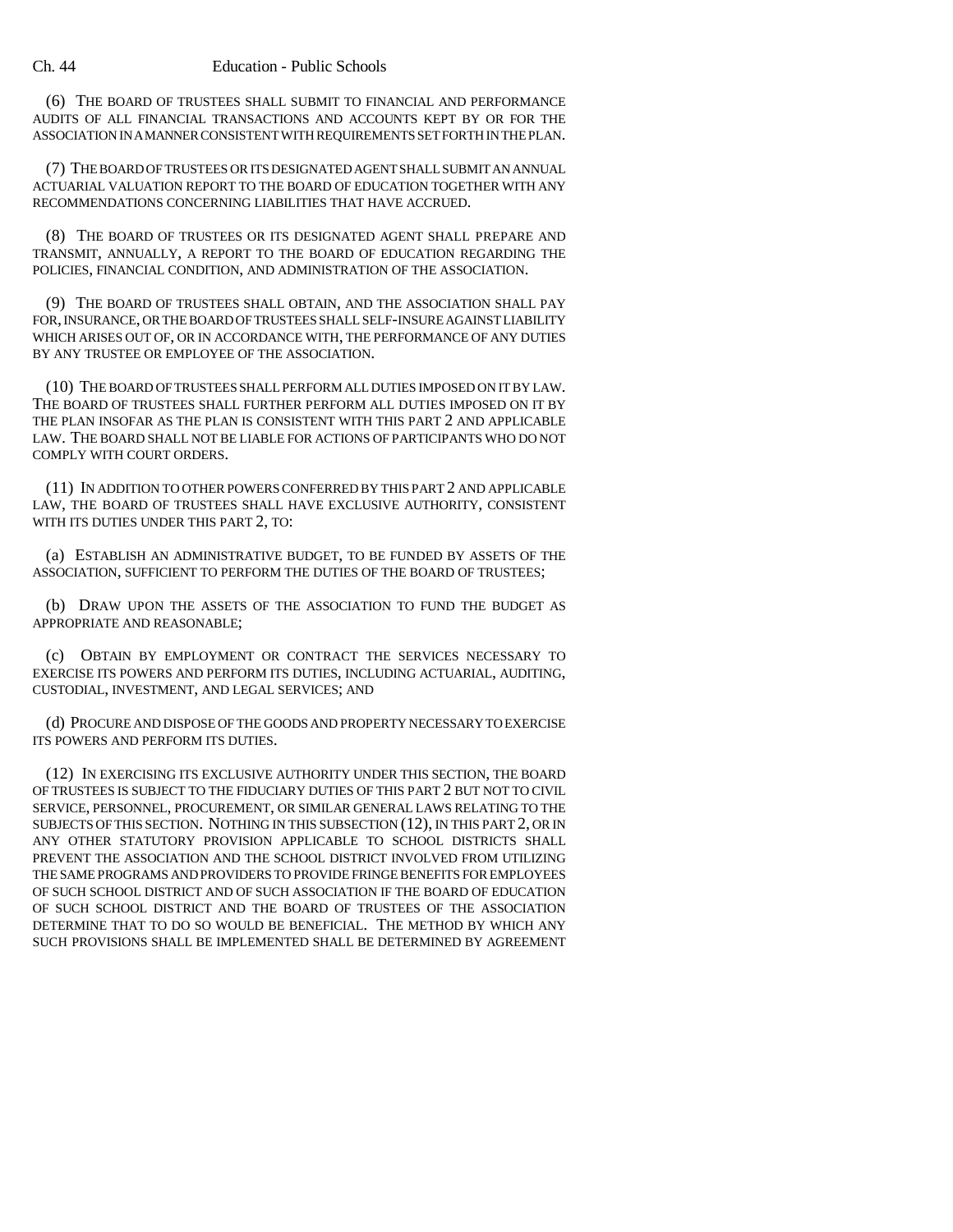(6) THE BOARD OF TRUSTEES SHALL SUBMIT TO FINANCIAL AND PERFORMANCE AUDITS OF ALL FINANCIAL TRANSACTIONS AND ACCOUNTS KEPT BY OR FOR THE ASSOCIATION IN A MANNER CONSISTENT WITH REQUIREMENTS SET FORTH IN THE PLAN.

(7) THE BOARD OF TRUSTEES OR ITS DESIGNATED AGENT SHALL SUBMIT AN ANNUAL ACTUARIAL VALUATION REPORT TO THE BOARD OF EDUCATION TOGETHER WITH ANY RECOMMENDATIONS CONCERNING LIABILITIES THAT HAVE ACCRUED.

(8) THE BOARD OF TRUSTEES OR ITS DESIGNATED AGENT SHALL PREPARE AND TRANSMIT, ANNUALLY, A REPORT TO THE BOARD OF EDUCATION REGARDING THE POLICIES, FINANCIAL CONDITION, AND ADMINISTRATION OF THE ASSOCIATION.

(9) THE BOARD OF TRUSTEES SHALL OBTAIN, AND THE ASSOCIATION SHALL PAY FOR, INSURANCE, OR THE BOARD OF TRUSTEES SHALL SELF-INSURE AGAINST LIABILITY WHICH ARISES OUT OF, OR IN ACCORDANCE WITH, THE PERFORMANCE OF ANY DUTIES BY ANY TRUSTEE OR EMPLOYEE OF THE ASSOCIATION.

(10) THE BOARD OF TRUSTEES SHALL PERFORM ALL DUTIES IMPOSED ON IT BY LAW. THE BOARD OF TRUSTEES SHALL FURTHER PERFORM ALL DUTIES IMPOSED ON IT BY THE PLAN INSOFAR AS THE PLAN IS CONSISTENT WITH THIS PART 2 AND APPLICABLE LAW. THE BOARD SHALL NOT BE LIABLE FOR ACTIONS OF PARTICIPANTS WHO DO NOT COMPLY WITH COURT ORDERS.

(11) IN ADDITION TO OTHER POWERS CONFERRED BY THIS PART 2 AND APPLICABLE LAW, THE BOARD OF TRUSTEES SHALL HAVE EXCLUSIVE AUTHORITY, CONSISTENT WITH ITS DUTIES UNDER THIS PART 2, TO:

(a) ESTABLISH AN ADMINISTRATIVE BUDGET, TO BE FUNDED BY ASSETS OF THE ASSOCIATION, SUFFICIENT TO PERFORM THE DUTIES OF THE BOARD OF TRUSTEES;

(b) DRAW UPON THE ASSETS OF THE ASSOCIATION TO FUND THE BUDGET AS APPROPRIATE AND REASONABLE;

(c) OBTAIN BY EMPLOYMENT OR CONTRACT THE SERVICES NECESSARY TO EXERCISE ITS POWERS AND PERFORM ITS DUTIES, INCLUDING ACTUARIAL, AUDITING, CUSTODIAL, INVESTMENT, AND LEGAL SERVICES; AND

(d) PROCURE AND DISPOSE OF THE GOODS AND PROPERTY NECESSARY TO EXERCISE ITS POWERS AND PERFORM ITS DUTIES.

(12) IN EXERCISING ITS EXCLUSIVE AUTHORITY UNDER THIS SECTION, THE BOARD OF TRUSTEES IS SUBJECT TO THE FIDUCIARY DUTIES OF THIS PART 2 BUT NOT TO CIVIL SERVICE, PERSONNEL, PROCUREMENT, OR SIMILAR GENERAL LAWS RELATING TO THE SUBJECTS OF THIS SECTION. NOTHING IN THIS SUBSECTION (12), IN THIS PART 2, OR IN ANY OTHER STATUTORY PROVISION APPLICABLE TO SCHOOL DISTRICTS SHALL PREVENT THE ASSOCIATION AND THE SCHOOL DISTRICT INVOLVED FROM UTILIZING THE SAME PROGRAMS AND PROVIDERS TO PROVIDE FRINGE BENEFITS FOR EMPLOYEES OF SUCH SCHOOL DISTRICT AND OF SUCH ASSOCIATION IF THE BOARD OF EDUCATION OF SUCH SCHOOL DISTRICT AND THE BOARD OF TRUSTEES OF THE ASSOCIATION DETERMINE THAT TO DO SO WOULD BE BENEFICIAL. THE METHOD BY WHICH ANY SUCH PROVISIONS SHALL BE IMPLEMENTED SHALL BE DETERMINED BY AGREEMENT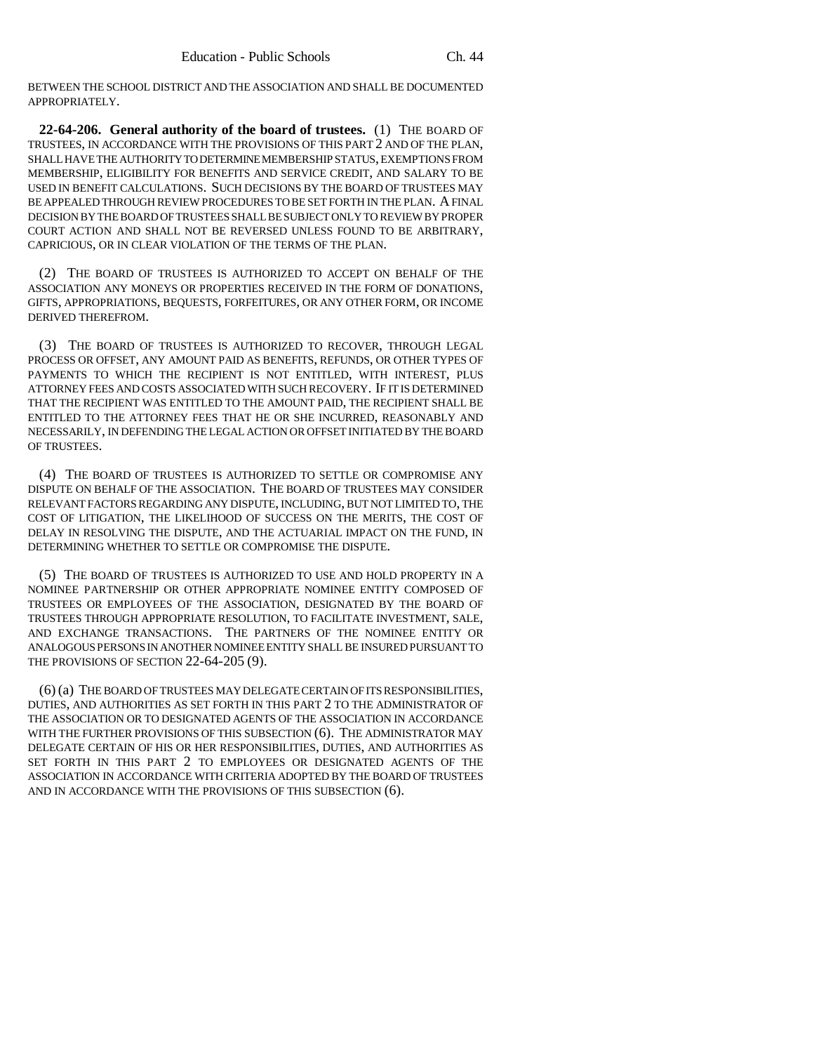BETWEEN THE SCHOOL DISTRICT AND THE ASSOCIATION AND SHALL BE DOCUMENTED APPROPRIATELY.

**22-64-206. General authority of the board of trustees.** (1) THE BOARD OF TRUSTEES, IN ACCORDANCE WITH THE PROVISIONS OF THIS PART 2 AND OF THE PLAN, SHALL HAVE THE AUTHORITY TO DETERMINE MEMBERSHIP STATUS, EXEMPTIONS FROM MEMBERSHIP, ELIGIBILITY FOR BENEFITS AND SERVICE CREDIT, AND SALARY TO BE USED IN BENEFIT CALCULATIONS. SUCH DECISIONS BY THE BOARD OF TRUSTEES MAY BE APPEALED THROUGH REVIEW PROCEDURES TO BE SET FORTH IN THE PLAN. A FINAL DECISION BY THE BOARD OF TRUSTEES SHALL BE SUBJECT ONLY TO REVIEW BY PROPER COURT ACTION AND SHALL NOT BE REVERSED UNLESS FOUND TO BE ARBITRARY, CAPRICIOUS, OR IN CLEAR VIOLATION OF THE TERMS OF THE PLAN.

(2) THE BOARD OF TRUSTEES IS AUTHORIZED TO ACCEPT ON BEHALF OF THE ASSOCIATION ANY MONEYS OR PROPERTIES RECEIVED IN THE FORM OF DONATIONS, GIFTS, APPROPRIATIONS, BEQUESTS, FORFEITURES, OR ANY OTHER FORM, OR INCOME DERIVED THEREFROM.

(3) THE BOARD OF TRUSTEES IS AUTHORIZED TO RECOVER, THROUGH LEGAL PROCESS OR OFFSET, ANY AMOUNT PAID AS BENEFITS, REFUNDS, OR OTHER TYPES OF PAYMENTS TO WHICH THE RECIPIENT IS NOT ENTITLED, WITH INTEREST, PLUS ATTORNEY FEES AND COSTS ASSOCIATED WITH SUCH RECOVERY. IF IT IS DETERMINED THAT THE RECIPIENT WAS ENTITLED TO THE AMOUNT PAID, THE RECIPIENT SHALL BE ENTITLED TO THE ATTORNEY FEES THAT HE OR SHE INCURRED, REASONABLY AND NECESSARILY, IN DEFENDING THE LEGAL ACTION OR OFFSET INITIATED BY THE BOARD OF TRUSTEES.

(4) THE BOARD OF TRUSTEES IS AUTHORIZED TO SETTLE OR COMPROMISE ANY DISPUTE ON BEHALF OF THE ASSOCIATION. THE BOARD OF TRUSTEES MAY CONSIDER RELEVANT FACTORS REGARDING ANY DISPUTE, INCLUDING, BUT NOT LIMITED TO, THE COST OF LITIGATION, THE LIKELIHOOD OF SUCCESS ON THE MERITS, THE COST OF DELAY IN RESOLVING THE DISPUTE, AND THE ACTUARIAL IMPACT ON THE FUND, IN DETERMINING WHETHER TO SETTLE OR COMPROMISE THE DISPUTE.

(5) THE BOARD OF TRUSTEES IS AUTHORIZED TO USE AND HOLD PROPERTY IN A NOMINEE PARTNERSHIP OR OTHER APPROPRIATE NOMINEE ENTITY COMPOSED OF TRUSTEES OR EMPLOYEES OF THE ASSOCIATION, DESIGNATED BY THE BOARD OF TRUSTEES THROUGH APPROPRIATE RESOLUTION, TO FACILITATE INVESTMENT, SALE, AND EXCHANGE TRANSACTIONS. THE PARTNERS OF THE NOMINEE ENTITY OR ANALOGOUS PERSONS IN ANOTHER NOMINEE ENTITY SHALL BE INSURED PURSUANT TO THE PROVISIONS OF SECTION 22-64-205 (9).

(6) (a) THE BOARD OF TRUSTEES MAY DELEGATE CERTAIN OF ITS RESPONSIBILITIES, DUTIES, AND AUTHORITIES AS SET FORTH IN THIS PART 2 TO THE ADMINISTRATOR OF THE ASSOCIATION OR TO DESIGNATED AGENTS OF THE ASSOCIATION IN ACCORDANCE WITH THE FURTHER PROVISIONS OF THIS SUBSECTION (6). THE ADMINISTRATOR MAY DELEGATE CERTAIN OF HIS OR HER RESPONSIBILITIES, DUTIES, AND AUTHORITIES AS SET FORTH IN THIS PART 2 TO EMPLOYEES OR DESIGNATED AGENTS OF THE ASSOCIATION IN ACCORDANCE WITH CRITERIA ADOPTED BY THE BOARD OF TRUSTEES AND IN ACCORDANCE WITH THE PROVISIONS OF THIS SUBSECTION (6).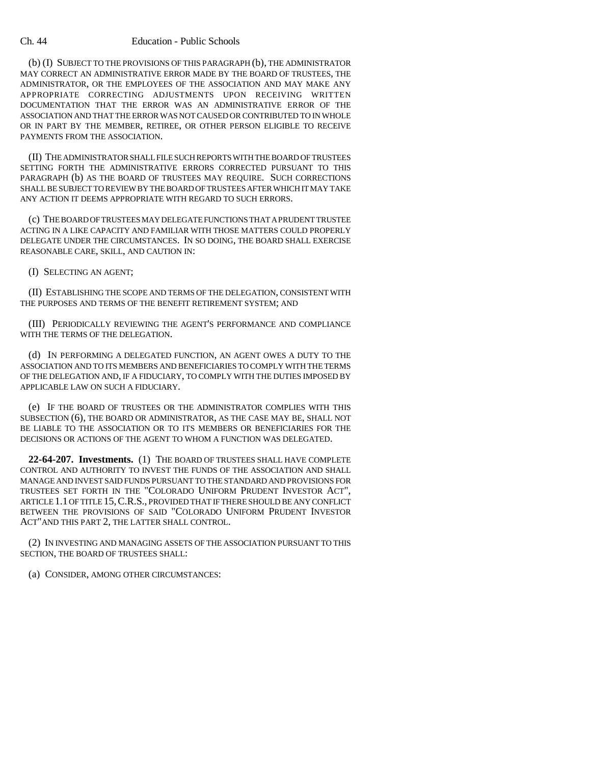(b) (I) SUBJECT TO THE PROVISIONS OF THIS PARAGRAPH (b), THE ADMINISTRATOR MAY CORRECT AN ADMINISTRATIVE ERROR MADE BY THE BOARD OF TRUSTEES, THE ADMINISTRATOR, OR THE EMPLOYEES OF THE ASSOCIATION AND MAY MAKE ANY APPROPRIATE CORRECTING ADJUSTMENTS UPON RECEIVING WRITTEN DOCUMENTATION THAT THE ERROR WAS AN ADMINISTRATIVE ERROR OF THE ASSOCIATION AND THAT THE ERROR WAS NOT CAUSED OR CONTRIBUTED TO IN WHOLE OR IN PART BY THE MEMBER, RETIREE, OR OTHER PERSON ELIGIBLE TO RECEIVE PAYMENTS FROM THE ASSOCIATION.

(II) THE ADMINISTRATOR SHALL FILE SUCH REPORTS WITH THE BOARD OF TRUSTEES SETTING FORTH THE ADMINISTRATIVE ERRORS CORRECTED PURSUANT TO THIS PARAGRAPH (b) AS THE BOARD OF TRUSTEES MAY REQUIRE. SUCH CORRECTIONS SHALL BE SUBJECT TO REVIEW BY THE BOARD OF TRUSTEES AFTER WHICH IT MAY TAKE ANY ACTION IT DEEMS APPROPRIATE WITH REGARD TO SUCH ERRORS.

(c) THE BOARD OF TRUSTEES MAY DELEGATE FUNCTIONS THAT A PRUDENT TRUSTEE ACTING IN A LIKE CAPACITY AND FAMILIAR WITH THOSE MATTERS COULD PROPERLY DELEGATE UNDER THE CIRCUMSTANCES. IN SO DOING, THE BOARD SHALL EXERCISE REASONABLE CARE, SKILL, AND CAUTION IN:

(I) SELECTING AN AGENT;

(II) ESTABLISHING THE SCOPE AND TERMS OF THE DELEGATION, CONSISTENT WITH THE PURPOSES AND TERMS OF THE BENEFIT RETIREMENT SYSTEM; AND

(III) PERIODICALLY REVIEWING THE AGENT'S PERFORMANCE AND COMPLIANCE WITH THE TERMS OF THE DELEGATION.

(d) IN PERFORMING A DELEGATED FUNCTION, AN AGENT OWES A DUTY TO THE ASSOCIATION AND TO ITS MEMBERS AND BENEFICIARIES TO COMPLY WITH THE TERMS OF THE DELEGATION AND, IF A FIDUCIARY, TO COMPLY WITH THE DUTIES IMPOSED BY APPLICABLE LAW ON SUCH A FIDUCIARY.

(e) IF THE BOARD OF TRUSTEES OR THE ADMINISTRATOR COMPLIES WITH THIS SUBSECTION (6), THE BOARD OR ADMINISTRATOR, AS THE CASE MAY BE, SHALL NOT BE LIABLE TO THE ASSOCIATION OR TO ITS MEMBERS OR BENEFICIARIES FOR THE DECISIONS OR ACTIONS OF THE AGENT TO WHOM A FUNCTION WAS DELEGATED.

**22-64-207. Investments.** (1) THE BOARD OF TRUSTEES SHALL HAVE COMPLETE CONTROL AND AUTHORITY TO INVEST THE FUNDS OF THE ASSOCIATION AND SHALL MANAGE AND INVEST SAID FUNDS PURSUANT TO THE STANDARD AND PROVISIONS FOR TRUSTEES SET FORTH IN THE "COLORADO UNIFORM PRUDENT INVESTOR ACT", ARTICLE 1.1 OF TITLE 15, C.R.S., PROVIDED THAT IF THERE SHOULD BE ANY CONFLICT BETWEEN THE PROVISIONS OF SAID "COLORADO UNIFORM PRUDENT INVESTOR ACT" AND THIS PART 2, THE LATTER SHALL CONTROL.

(2) IN INVESTING AND MANAGING ASSETS OF THE ASSOCIATION PURSUANT TO THIS SECTION, THE BOARD OF TRUSTEES SHALL:

(a) CONSIDER, AMONG OTHER CIRCUMSTANCES: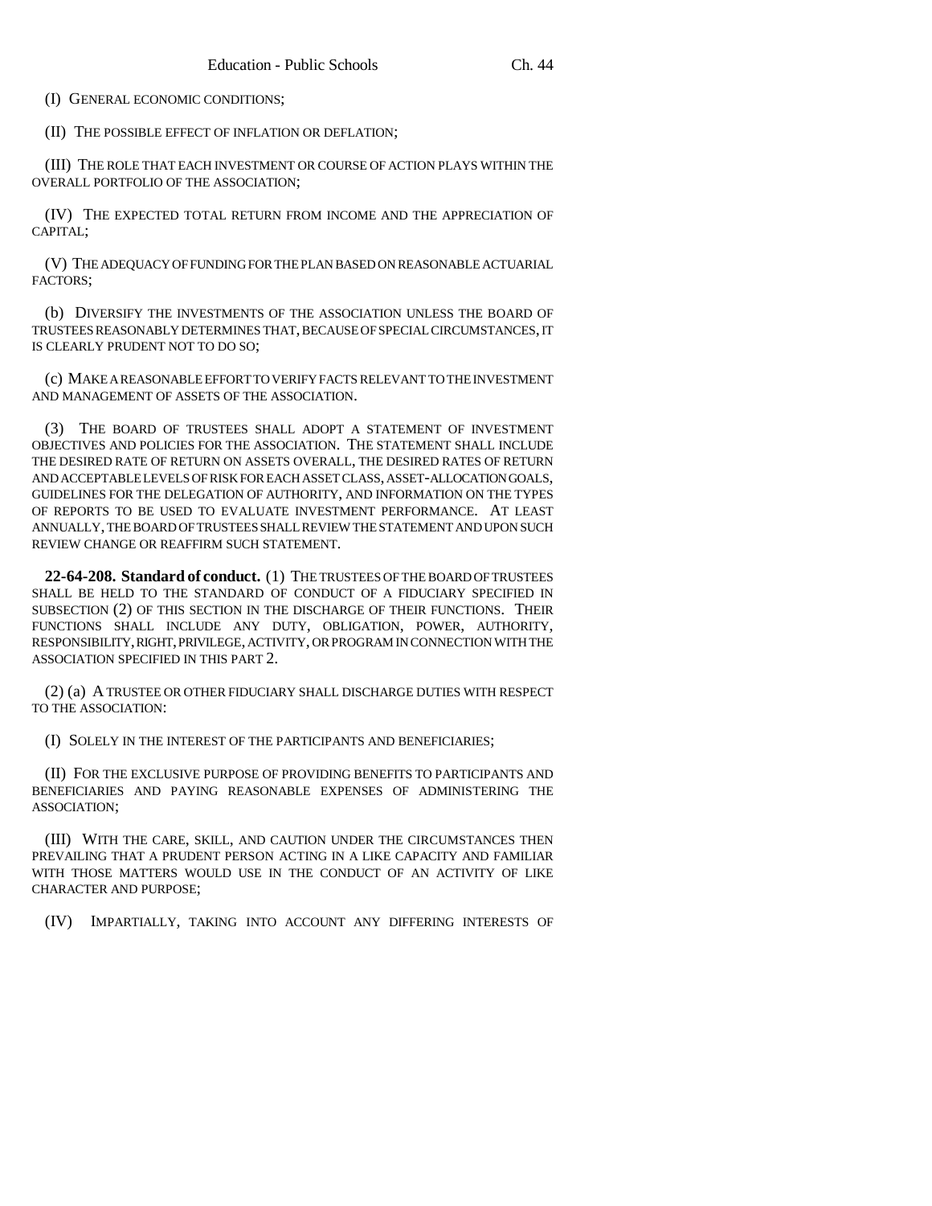(I) GENERAL ECONOMIC CONDITIONS;

(II) THE POSSIBLE EFFECT OF INFLATION OR DEFLATION;

(III) THE ROLE THAT EACH INVESTMENT OR COURSE OF ACTION PLAYS WITHIN THE OVERALL PORTFOLIO OF THE ASSOCIATION;

(IV) THE EXPECTED TOTAL RETURN FROM INCOME AND THE APPRECIATION OF CAPITAL;

(V) THE ADEQUACY OF FUNDING FOR THE PLAN BASED ON REASONABLE ACTUARIAL FACTORS;

(b) DIVERSIFY THE INVESTMENTS OF THE ASSOCIATION UNLESS THE BOARD OF TRUSTEES REASONABLY DETERMINES THAT, BECAUSE OF SPECIAL CIRCUMSTANCES, IT IS CLEARLY PRUDENT NOT TO DO SO;

(c) MAKE A REASONABLE EFFORT TO VERIFY FACTS RELEVANT TO THE INVESTMENT AND MANAGEMENT OF ASSETS OF THE ASSOCIATION.

(3) THE BOARD OF TRUSTEES SHALL ADOPT A STATEMENT OF INVESTMENT OBJECTIVES AND POLICIES FOR THE ASSOCIATION. THE STATEMENT SHALL INCLUDE THE DESIRED RATE OF RETURN ON ASSETS OVERALL, THE DESIRED RATES OF RETURN AND ACCEPTABLE LEVELS OF RISK FOR EACH ASSET CLASS, ASSET-ALLOCATION GOALS, GUIDELINES FOR THE DELEGATION OF AUTHORITY, AND INFORMATION ON THE TYPES OF REPORTS TO BE USED TO EVALUATE INVESTMENT PERFORMANCE. AT LEAST ANNUALLY, THE BOARD OF TRUSTEES SHALL REVIEW THE STATEMENT AND UPON SUCH REVIEW CHANGE OR REAFFIRM SUCH STATEMENT.

**22-64-208. Standard of conduct.** (1) THE TRUSTEES OF THE BOARD OF TRUSTEES SHALL BE HELD TO THE STANDARD OF CONDUCT OF A FIDUCIARY SPECIFIED IN SUBSECTION (2) OF THIS SECTION IN THE DISCHARGE OF THEIR FUNCTIONS. THEIR FUNCTIONS SHALL INCLUDE ANY DUTY, OBLIGATION, POWER, AUTHORITY, RESPONSIBILITY, RIGHT, PRIVILEGE, ACTIVITY, OR PROGRAM IN CONNECTION WITH THE ASSOCIATION SPECIFIED IN THIS PART 2.

(2) (a) A TRUSTEE OR OTHER FIDUCIARY SHALL DISCHARGE DUTIES WITH RESPECT TO THE ASSOCIATION:

(I) SOLELY IN THE INTEREST OF THE PARTICIPANTS AND BENEFICIARIES;

(II) FOR THE EXCLUSIVE PURPOSE OF PROVIDING BENEFITS TO PARTICIPANTS AND BENEFICIARIES AND PAYING REASONABLE EXPENSES OF ADMINISTERING THE ASSOCIATION;

(III) WITH THE CARE, SKILL, AND CAUTION UNDER THE CIRCUMSTANCES THEN PREVAILING THAT A PRUDENT PERSON ACTING IN A LIKE CAPACITY AND FAMILIAR WITH THOSE MATTERS WOULD USE IN THE CONDUCT OF AN ACTIVITY OF LIKE CHARACTER AND PURPOSE;

(IV) IMPARTIALLY, TAKING INTO ACCOUNT ANY DIFFERING INTERESTS OF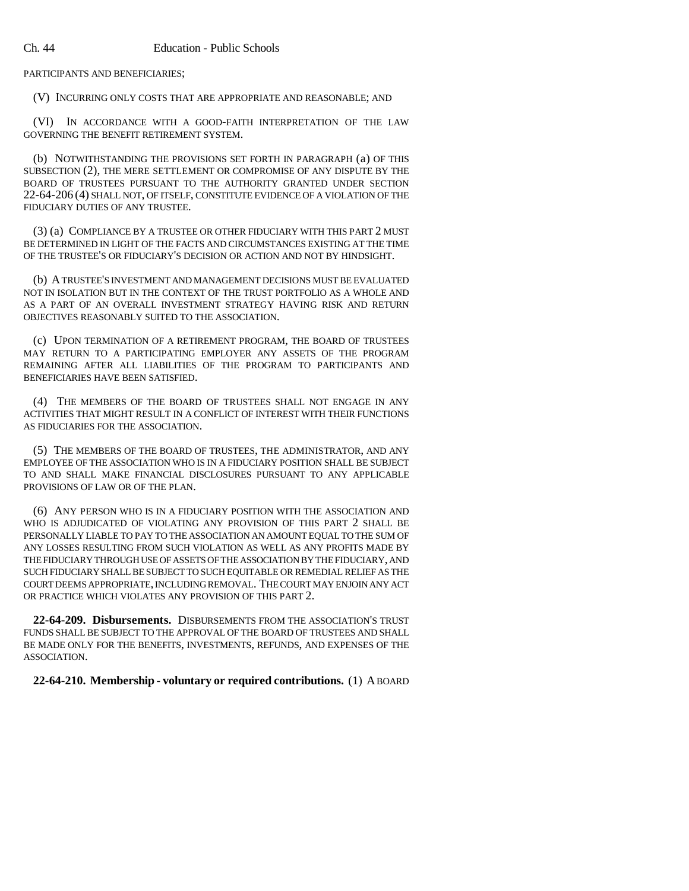PARTICIPANTS AND BENEFICIARIES;

(V) INCURRING ONLY COSTS THAT ARE APPROPRIATE AND REASONABLE; AND

(VI) IN ACCORDANCE WITH A GOOD-FAITH INTERPRETATION OF THE LAW GOVERNING THE BENEFIT RETIREMENT SYSTEM.

(b) NOTWITHSTANDING THE PROVISIONS SET FORTH IN PARAGRAPH (a) OF THIS SUBSECTION (2), THE MERE SETTLEMENT OR COMPROMISE OF ANY DISPUTE BY THE BOARD OF TRUSTEES PURSUANT TO THE AUTHORITY GRANTED UNDER SECTION 22-64-206 (4) SHALL NOT, OF ITSELF, CONSTITUTE EVIDENCE OF A VIOLATION OF THE FIDUCIARY DUTIES OF ANY TRUSTEE.

(3) (a) COMPLIANCE BY A TRUSTEE OR OTHER FIDUCIARY WITH THIS PART 2 MUST BE DETERMINED IN LIGHT OF THE FACTS AND CIRCUMSTANCES EXISTING AT THE TIME OF THE TRUSTEE'S OR FIDUCIARY'S DECISION OR ACTION AND NOT BY HINDSIGHT.

(b) A TRUSTEE'S INVESTMENT AND MANAGEMENT DECISIONS MUST BE EVALUATED NOT IN ISOLATION BUT IN THE CONTEXT OF THE TRUST PORTFOLIO AS A WHOLE AND AS A PART OF AN OVERALL INVESTMENT STRATEGY HAVING RISK AND RETURN OBJECTIVES REASONABLY SUITED TO THE ASSOCIATION.

(c) UPON TERMINATION OF A RETIREMENT PROGRAM, THE BOARD OF TRUSTEES MAY RETURN TO A PARTICIPATING EMPLOYER ANY ASSETS OF THE PROGRAM REMAINING AFTER ALL LIABILITIES OF THE PROGRAM TO PARTICIPANTS AND BENEFICIARIES HAVE BEEN SATISFIED.

(4) THE MEMBERS OF THE BOARD OF TRUSTEES SHALL NOT ENGAGE IN ANY ACTIVITIES THAT MIGHT RESULT IN A CONFLICT OF INTEREST WITH THEIR FUNCTIONS AS FIDUCIARIES FOR THE ASSOCIATION.

(5) THE MEMBERS OF THE BOARD OF TRUSTEES, THE ADMINISTRATOR, AND ANY EMPLOYEE OF THE ASSOCIATION WHO IS IN A FIDUCIARY POSITION SHALL BE SUBJECT TO AND SHALL MAKE FINANCIAL DISCLOSURES PURSUANT TO ANY APPLICABLE PROVISIONS OF LAW OR OF THE PLAN.

(6) ANY PERSON WHO IS IN A FIDUCIARY POSITION WITH THE ASSOCIATION AND WHO IS ADJUDICATED OF VIOLATING ANY PROVISION OF THIS PART 2 SHALL BE PERSONALLY LIABLE TO PAY TO THE ASSOCIATION AN AMOUNT EQUAL TO THE SUM OF ANY LOSSES RESULTING FROM SUCH VIOLATION AS WELL AS ANY PROFITS MADE BY THE FIDUCIARY THROUGH USE OF ASSETS OF THE ASSOCIATION BY THE FIDUCIARY, AND SUCH FIDUCIARY SHALL BE SUBJECT TO SUCH EQUITABLE OR REMEDIAL RELIEF AS THE COURT DEEMS APPROPRIATE, INCLUDING REMOVAL. THE COURT MAY ENJOIN ANY ACT OR PRACTICE WHICH VIOLATES ANY PROVISION OF THIS PART 2.

**22-64-209. Disbursements.** DISBURSEMENTS FROM THE ASSOCIATION'S TRUST FUNDS SHALL BE SUBJECT TO THE APPROVAL OF THE BOARD OF TRUSTEES AND SHALL BE MADE ONLY FOR THE BENEFITS, INVESTMENTS, REFUNDS, AND EXPENSES OF THE ASSOCIATION.

**22-64-210. Membership - voluntary or required contributions.** (1) A BOARD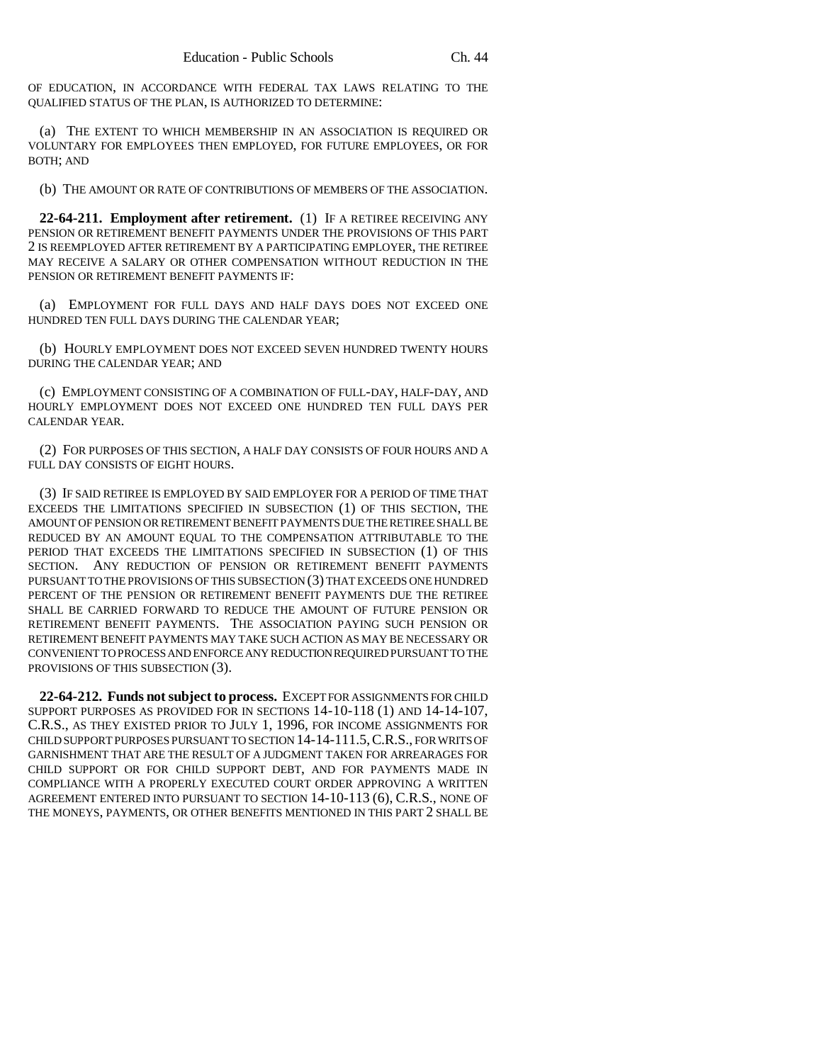OF EDUCATION, IN ACCORDANCE WITH FEDERAL TAX LAWS RELATING TO THE QUALIFIED STATUS OF THE PLAN, IS AUTHORIZED TO DETERMINE:

(a) THE EXTENT TO WHICH MEMBERSHIP IN AN ASSOCIATION IS REQUIRED OR VOLUNTARY FOR EMPLOYEES THEN EMPLOYED, FOR FUTURE EMPLOYEES, OR FOR BOTH; AND

(b) THE AMOUNT OR RATE OF CONTRIBUTIONS OF MEMBERS OF THE ASSOCIATION.

**22-64-211. Employment after retirement.** (1) IF A RETIREE RECEIVING ANY PENSION OR RETIREMENT BENEFIT PAYMENTS UNDER THE PROVISIONS OF THIS PART 2 IS REEMPLOYED AFTER RETIREMENT BY A PARTICIPATING EMPLOYER, THE RETIREE MAY RECEIVE A SALARY OR OTHER COMPENSATION WITHOUT REDUCTION IN THE PENSION OR RETIREMENT BENEFIT PAYMENTS IF:

(a) EMPLOYMENT FOR FULL DAYS AND HALF DAYS DOES NOT EXCEED ONE HUNDRED TEN FULL DAYS DURING THE CALENDAR YEAR;

(b) HOURLY EMPLOYMENT DOES NOT EXCEED SEVEN HUNDRED TWENTY HOURS DURING THE CALENDAR YEAR; AND

(c) EMPLOYMENT CONSISTING OF A COMBINATION OF FULL-DAY, HALF-DAY, AND HOURLY EMPLOYMENT DOES NOT EXCEED ONE HUNDRED TEN FULL DAYS PER CALENDAR YEAR.

(2) FOR PURPOSES OF THIS SECTION, A HALF DAY CONSISTS OF FOUR HOURS AND A FULL DAY CONSISTS OF EIGHT HOURS.

(3) IF SAID RETIREE IS EMPLOYED BY SAID EMPLOYER FOR A PERIOD OF TIME THAT EXCEEDS THE LIMITATIONS SPECIFIED IN SUBSECTION (1) OF THIS SECTION, THE AMOUNT OF PENSION OR RETIREMENT BENEFIT PAYMENTS DUE THE RETIREE SHALL BE REDUCED BY AN AMOUNT EQUAL TO THE COMPENSATION ATTRIBUTABLE TO THE PERIOD THAT EXCEEDS THE LIMITATIONS SPECIFIED IN SUBSECTION (1) OF THIS SECTION. ANY REDUCTION OF PENSION OR RETIREMENT BENEFIT PAYMENTS PURSUANT TO THE PROVISIONS OF THIS SUBSECTION (3) THAT EXCEEDS ONE HUNDRED PERCENT OF THE PENSION OR RETIREMENT BENEFIT PAYMENTS DUE THE RETIREE SHALL BE CARRIED FORWARD TO REDUCE THE AMOUNT OF FUTURE PENSION OR RETIREMENT BENEFIT PAYMENTS. THE ASSOCIATION PAYING SUCH PENSION OR RETIREMENT BENEFIT PAYMENTS MAY TAKE SUCH ACTION AS MAY BE NECESSARY OR CONVENIENT TO PROCESS AND ENFORCE ANY REDUCTION REQUIRED PURSUANT TO THE PROVISIONS OF THIS SUBSECTION (3).

**22-64-212. Funds not subject to process.** EXCEPT FOR ASSIGNMENTS FOR CHILD SUPPORT PURPOSES AS PROVIDED FOR IN SECTIONS 14-10-118 (1) AND 14-14-107, C.R.S., AS THEY EXISTED PRIOR TO JULY 1, 1996, FOR INCOME ASSIGNMENTS FOR CHILD SUPPORT PURPOSES PURSUANT TO SECTION 14-14-111.5, C.R.S., FOR WRITS OF GARNISHMENT THAT ARE THE RESULT OF A JUDGMENT TAKEN FOR ARREARAGES FOR CHILD SUPPORT OR FOR CHILD SUPPORT DEBT, AND FOR PAYMENTS MADE IN COMPLIANCE WITH A PROPERLY EXECUTED COURT ORDER APPROVING A WRITTEN AGREEMENT ENTERED INTO PURSUANT TO SECTION 14-10-113 (6), C.R.S., NONE OF THE MONEYS, PAYMENTS, OR OTHER BENEFITS MENTIONED IN THIS PART 2 SHALL BE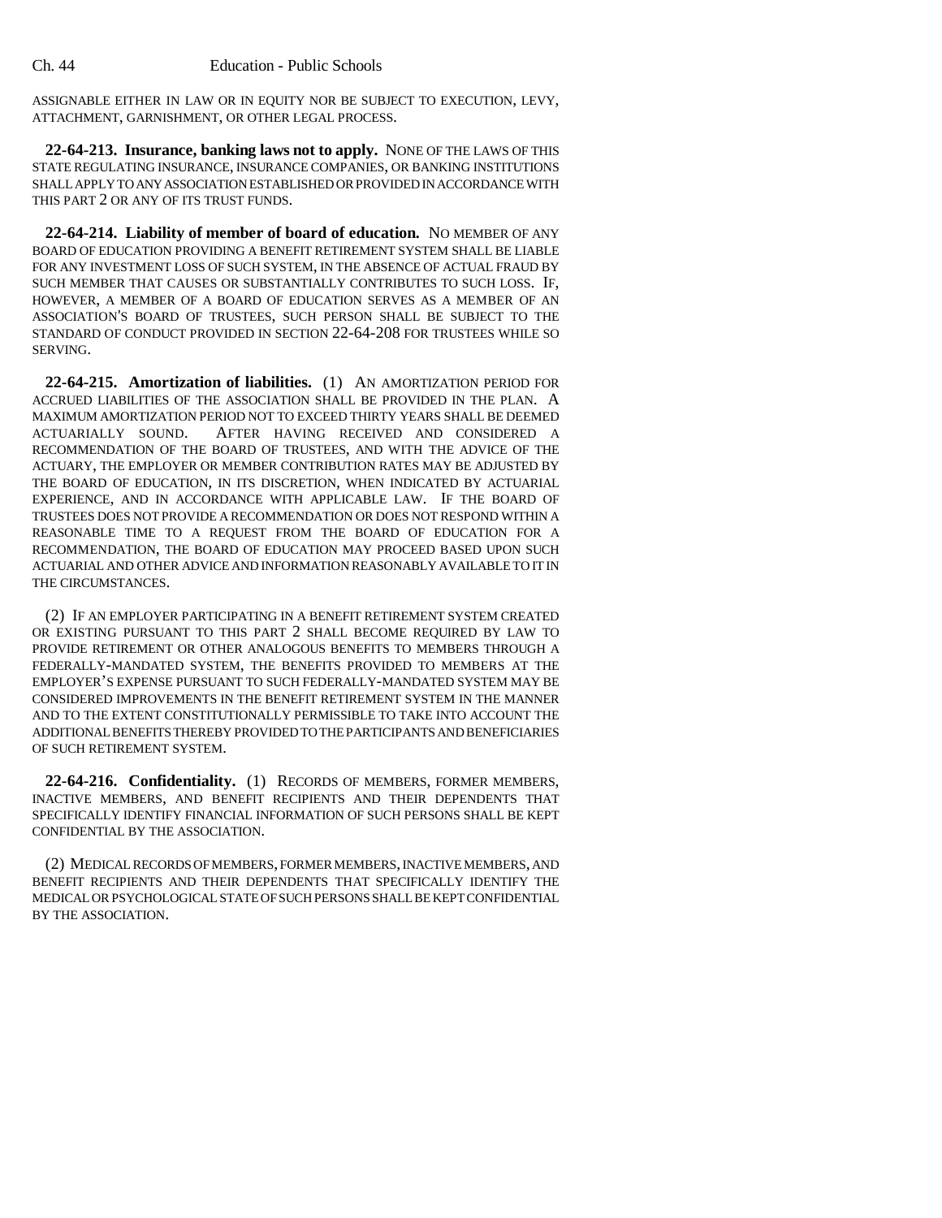ASSIGNABLE EITHER IN LAW OR IN EQUITY NOR BE SUBJECT TO EXECUTION, LEVY, ATTACHMENT, GARNISHMENT, OR OTHER LEGAL PROCESS.

**22-64-213. Insurance, banking laws not to apply.** NONE OF THE LAWS OF THIS STATE REGULATING INSURANCE, INSURANCE COMPANIES, OR BANKING INSTITUTIONS SHALL APPLY TO ANY ASSOCIATION ESTABLISHED OR PROVIDED IN ACCORDANCE WITH THIS PART 2 OR ANY OF ITS TRUST FUNDS.

**22-64-214. Liability of member of board of education.** NO MEMBER OF ANY BOARD OF EDUCATION PROVIDING A BENEFIT RETIREMENT SYSTEM SHALL BE LIABLE FOR ANY INVESTMENT LOSS OF SUCH SYSTEM, IN THE ABSENCE OF ACTUAL FRAUD BY SUCH MEMBER THAT CAUSES OR SUBSTANTIALLY CONTRIBUTES TO SUCH LOSS. IF, HOWEVER, A MEMBER OF A BOARD OF EDUCATION SERVES AS A MEMBER OF AN ASSOCIATION'S BOARD OF TRUSTEES, SUCH PERSON SHALL BE SUBJECT TO THE STANDARD OF CONDUCT PROVIDED IN SECTION 22-64-208 FOR TRUSTEES WHILE SO SERVING.

**22-64-215. Amortization of liabilities.** (1) AN AMORTIZATION PERIOD FOR ACCRUED LIABILITIES OF THE ASSOCIATION SHALL BE PROVIDED IN THE PLAN. A MAXIMUM AMORTIZATION PERIOD NOT TO EXCEED THIRTY YEARS SHALL BE DEEMED ACTUARIALLY SOUND. AFTER HAVING RECEIVED AND CONSIDERED A RECOMMENDATION OF THE BOARD OF TRUSTEES, AND WITH THE ADVICE OF THE ACTUARY, THE EMPLOYER OR MEMBER CONTRIBUTION RATES MAY BE ADJUSTED BY THE BOARD OF EDUCATION, IN ITS DISCRETION, WHEN INDICATED BY ACTUARIAL EXPERIENCE, AND IN ACCORDANCE WITH APPLICABLE LAW. IF THE BOARD OF TRUSTEES DOES NOT PROVIDE A RECOMMENDATION OR DOES NOT RESPOND WITHIN A REASONABLE TIME TO A REQUEST FROM THE BOARD OF EDUCATION FOR A RECOMMENDATION, THE BOARD OF EDUCATION MAY PROCEED BASED UPON SUCH ACTUARIAL AND OTHER ADVICE AND INFORMATION REASONABLY AVAILABLE TO IT IN THE CIRCUMSTANCES.

(2) IF AN EMPLOYER PARTICIPATING IN A BENEFIT RETIREMENT SYSTEM CREATED OR EXISTING PURSUANT TO THIS PART 2 SHALL BECOME REQUIRED BY LAW TO PROVIDE RETIREMENT OR OTHER ANALOGOUS BENEFITS TO MEMBERS THROUGH A FEDERALLY-MANDATED SYSTEM, THE BENEFITS PROVIDED TO MEMBERS AT THE EMPLOYER'S EXPENSE PURSUANT TO SUCH FEDERALLY-MANDATED SYSTEM MAY BE CONSIDERED IMPROVEMENTS IN THE BENEFIT RETIREMENT SYSTEM IN THE MANNER AND TO THE EXTENT CONSTITUTIONALLY PERMISSIBLE TO TAKE INTO ACCOUNT THE ADDITIONAL BENEFITS THEREBY PROVIDED TO THE PARTICIPANTS AND BENEFICIARIES OF SUCH RETIREMENT SYSTEM.

**22-64-216. Confidentiality.** (1) RECORDS OF MEMBERS, FORMER MEMBERS, INACTIVE MEMBERS, AND BENEFIT RECIPIENTS AND THEIR DEPENDENTS THAT SPECIFICALLY IDENTIFY FINANCIAL INFORMATION OF SUCH PERSONS SHALL BE KEPT CONFIDENTIAL BY THE ASSOCIATION.

(2) MEDICAL RECORDS OF MEMBERS, FORMER MEMBERS, INACTIVE MEMBERS, AND BENEFIT RECIPIENTS AND THEIR DEPENDENTS THAT SPECIFICALLY IDENTIFY THE MEDICAL OR PSYCHOLOGICAL STATE OF SUCH PERSONS SHALL BE KEPT CONFIDENTIAL BY THE ASSOCIATION.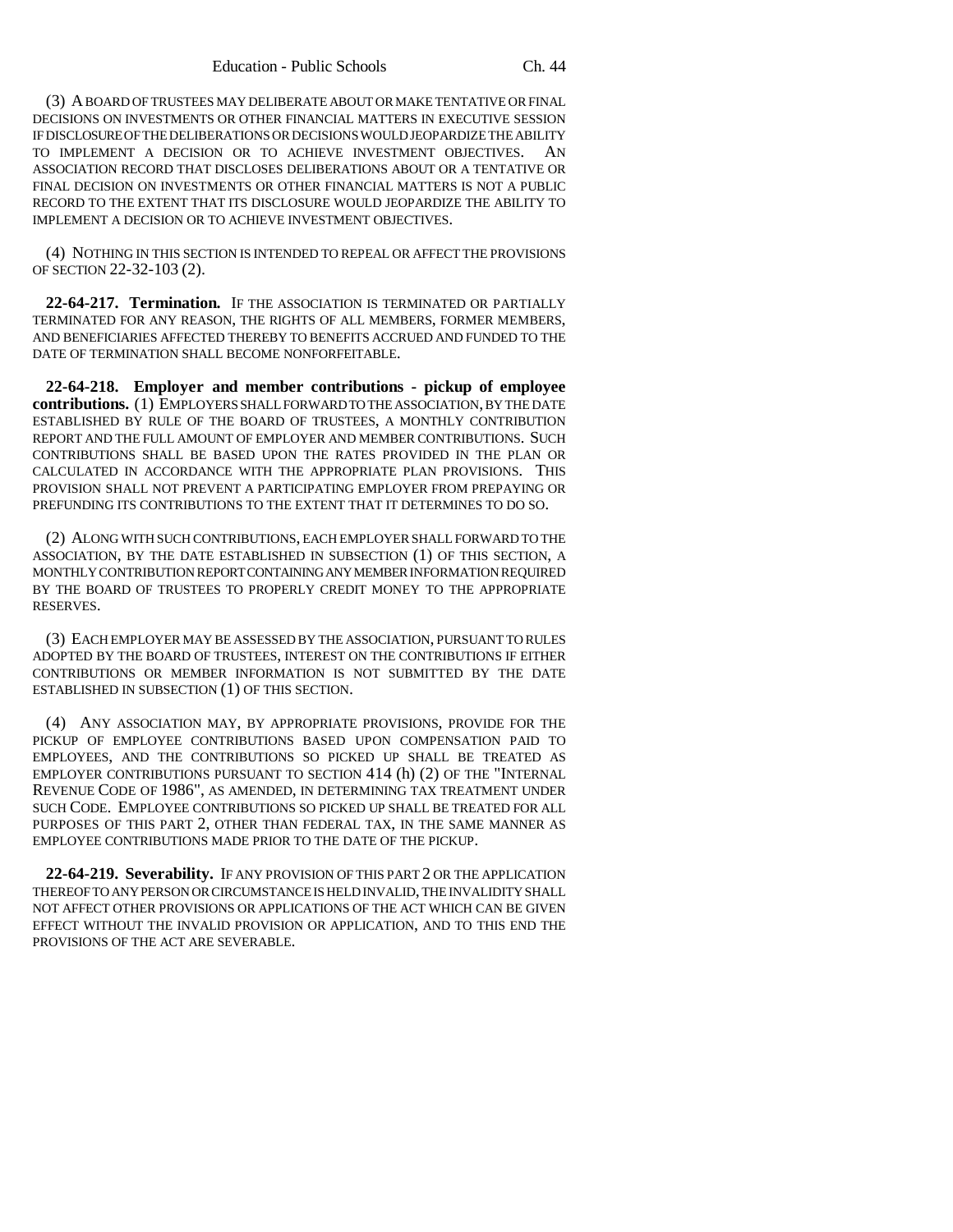(3) A BOARD OF TRUSTEES MAY DELIBERATE ABOUT OR MAKE TENTATIVE OR FINAL DECISIONS ON INVESTMENTS OR OTHER FINANCIAL MATTERS IN EXECUTIVE SESSION IF DISCLOSURE OF THE DELIBERATIONS OR DECISIONS WOULD JEOPARDIZE THE ABILITY TO IMPLEMENT A DECISION OR TO ACHIEVE INVESTMENT OBJECTIVES. AN ASSOCIATION RECORD THAT DISCLOSES DELIBERATIONS ABOUT OR A TENTATIVE OR FINAL DECISION ON INVESTMENTS OR OTHER FINANCIAL MATTERS IS NOT A PUBLIC RECORD TO THE EXTENT THAT ITS DISCLOSURE WOULD JEOPARDIZE THE ABILITY TO IMPLEMENT A DECISION OR TO ACHIEVE INVESTMENT OBJECTIVES.

(4) NOTHING IN THIS SECTION IS INTENDED TO REPEAL OR AFFECT THE PROVISIONS OF SECTION 22-32-103 (2).

**22-64-217. Termination.** IF THE ASSOCIATION IS TERMINATED OR PARTIALLY TERMINATED FOR ANY REASON, THE RIGHTS OF ALL MEMBERS, FORMER MEMBERS, AND BENEFICIARIES AFFECTED THEREBY TO BENEFITS ACCRUED AND FUNDED TO THE DATE OF TERMINATION SHALL BECOME NONFORFEITABLE.

**22-64-218. Employer and member contributions - pickup of employee contributions.** (1) EMPLOYERS SHALL FORWARD TO THE ASSOCIATION, BY THE DATE ESTABLISHED BY RULE OF THE BOARD OF TRUSTEES, A MONTHLY CONTRIBUTION REPORT AND THE FULL AMOUNT OF EMPLOYER AND MEMBER CONTRIBUTIONS. SUCH CONTRIBUTIONS SHALL BE BASED UPON THE RATES PROVIDED IN THE PLAN OR CALCULATED IN ACCORDANCE WITH THE APPROPRIATE PLAN PROVISIONS. THIS PROVISION SHALL NOT PREVENT A PARTICIPATING EMPLOYER FROM PREPAYING OR PREFUNDING ITS CONTRIBUTIONS TO THE EXTENT THAT IT DETERMINES TO DO SO.

(2) ALONG WITH SUCH CONTRIBUTIONS, EACH EMPLOYER SHALL FORWARD TO THE ASSOCIATION, BY THE DATE ESTABLISHED IN SUBSECTION (1) OF THIS SECTION, A MONTHLY CONTRIBUTION REPORT CONTAINING ANY MEMBER INFORMATION REQUIRED BY THE BOARD OF TRUSTEES TO PROPERLY CREDIT MONEY TO THE APPROPRIATE RESERVES.

(3) EACH EMPLOYER MAY BE ASSESSED BY THE ASSOCIATION, PURSUANT TO RULES ADOPTED BY THE BOARD OF TRUSTEES, INTEREST ON THE CONTRIBUTIONS IF EITHER CONTRIBUTIONS OR MEMBER INFORMATION IS NOT SUBMITTED BY THE DATE ESTABLISHED IN SUBSECTION (1) OF THIS SECTION.

(4) ANY ASSOCIATION MAY, BY APPROPRIATE PROVISIONS, PROVIDE FOR THE PICKUP OF EMPLOYEE CONTRIBUTIONS BASED UPON COMPENSATION PAID TO EMPLOYEES, AND THE CONTRIBUTIONS SO PICKED UP SHALL BE TREATED AS EMPLOYER CONTRIBUTIONS PURSUANT TO SECTION 414 (h) (2) OF THE "INTERNAL REVENUE CODE OF 1986", AS AMENDED, IN DETERMINING TAX TREATMENT UNDER SUCH CODE. EMPLOYEE CONTRIBUTIONS SO PICKED UP SHALL BE TREATED FOR ALL PURPOSES OF THIS PART 2, OTHER THAN FEDERAL TAX, IN THE SAME MANNER AS EMPLOYEE CONTRIBUTIONS MADE PRIOR TO THE DATE OF THE PICKUP.

**22-64-219. Severability.** IF ANY PROVISION OF THIS PART 2 OR THE APPLICATION THEREOF TO ANY PERSON OR CIRCUMSTANCE IS HELD INVALID, THE INVALIDITY SHALL NOT AFFECT OTHER PROVISIONS OR APPLICATIONS OF THE ACT WHICH CAN BE GIVEN EFFECT WITHOUT THE INVALID PROVISION OR APPLICATION, AND TO THIS END THE PROVISIONS OF THE ACT ARE SEVERABLE.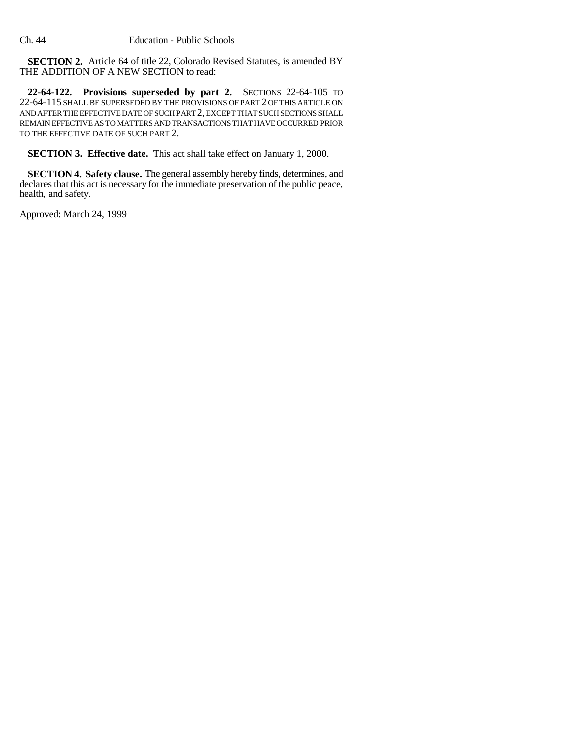**SECTION 2.** Article 64 of title 22, Colorado Revised Statutes, is amended BY THE ADDITION OF A NEW SECTION to read:

**22-64-122. Provisions superseded by part 2.** SECTIONS 22-64-105 TO 22-64-115 SHALL BE SUPERSEDED BY THE PROVISIONS OF PART 2 OF THIS ARTICLE ON AND AFTER THE EFFECTIVE DATE OF SUCH PART 2, EXCEPT THAT SUCH SECTIONS SHALL REMAIN EFFECTIVE AS TO MATTERS AND TRANSACTIONS THAT HAVE OCCURRED PRIOR TO THE EFFECTIVE DATE OF SUCH PART 2.

**SECTION 3. Effective date.** This act shall take effect on January 1, 2000.

**SECTION 4. Safety clause.** The general assembly hereby finds, determines, and declares that this act is necessary for the immediate preservation of the public peace, health, and safety.

Approved: March 24, 1999